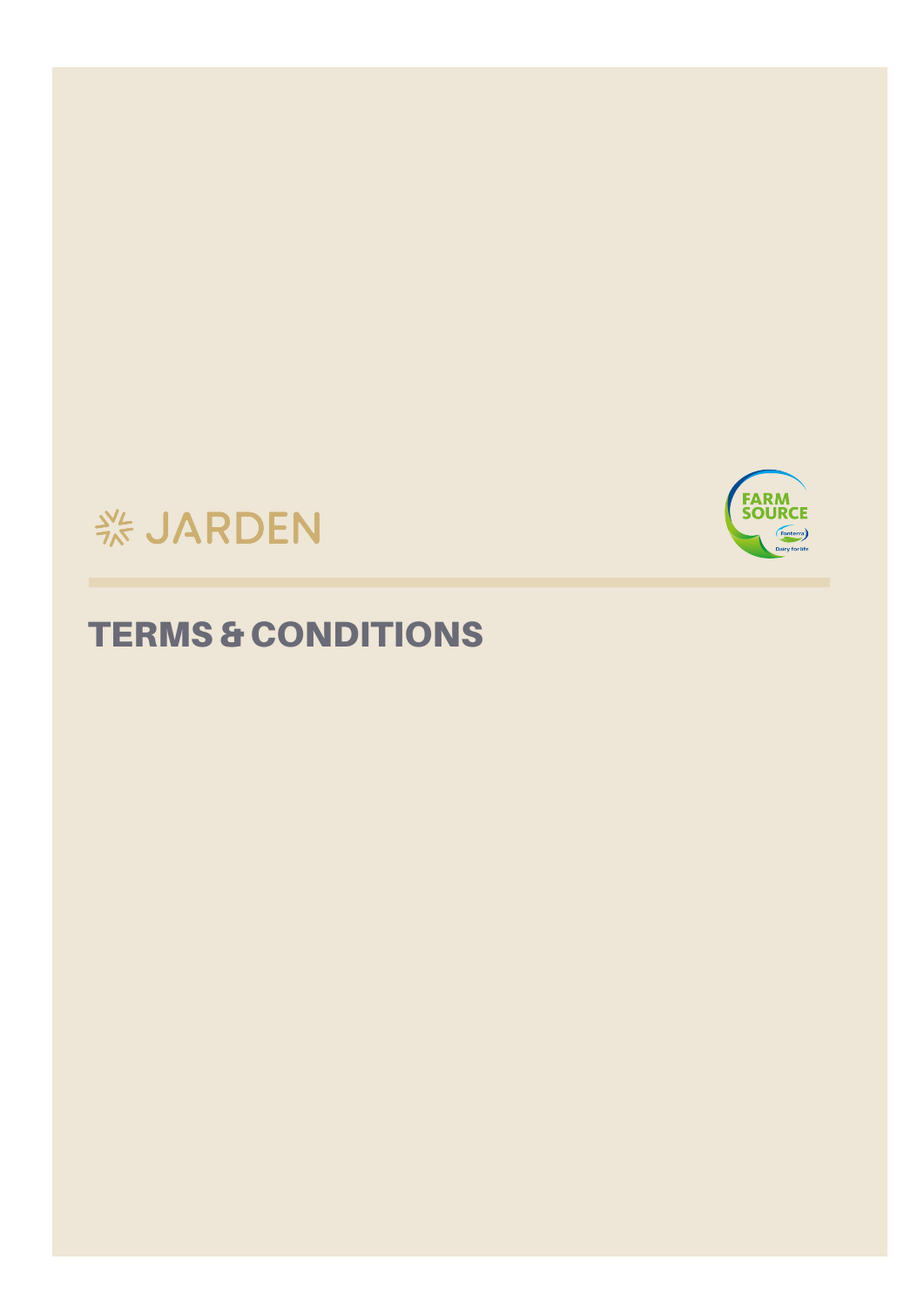JARDEN

FARM SOURCE

Fonterra

Dairy for life

# TERMS & CONDITIONS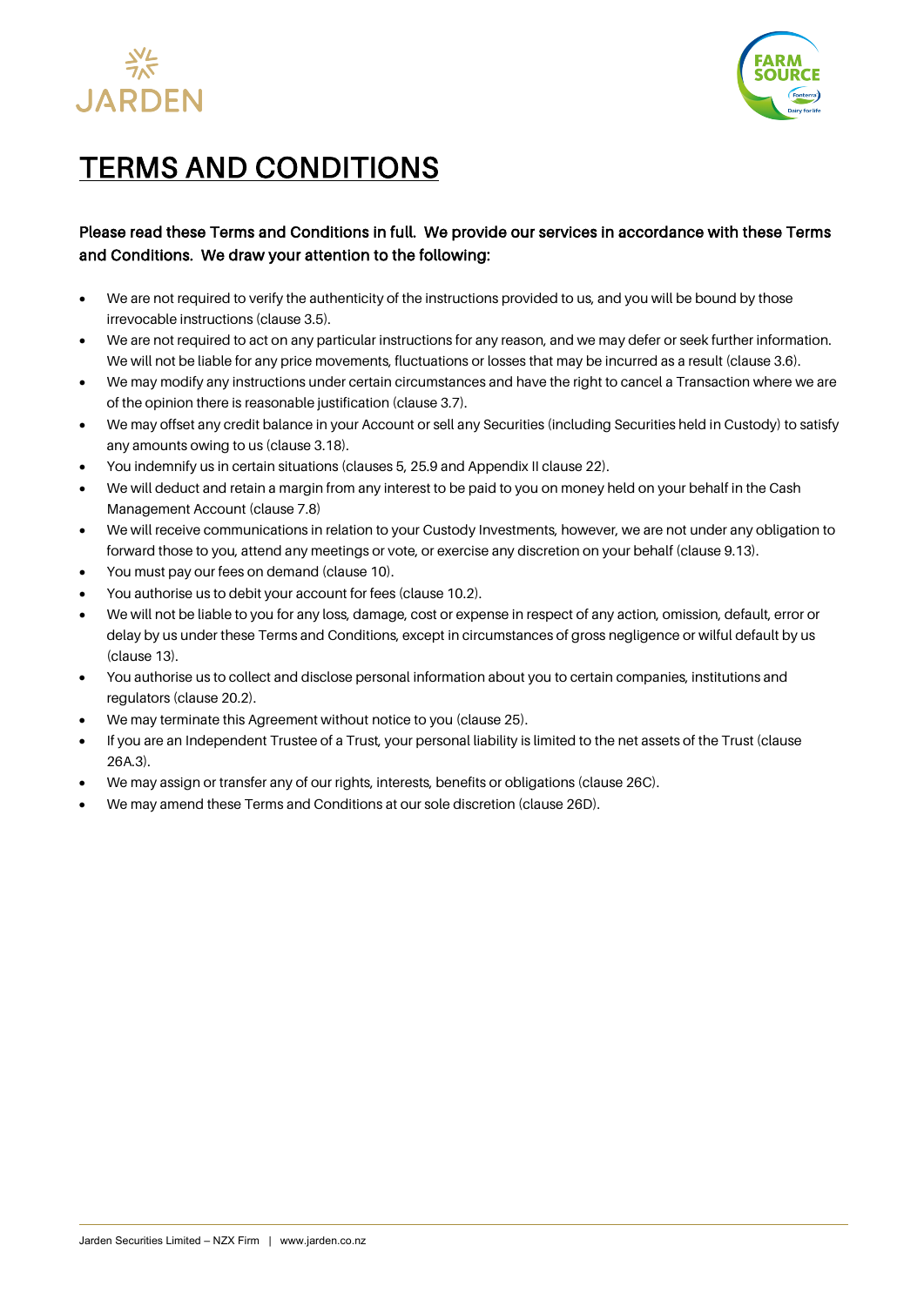# TERMS AND CONDITIONS

**Please read these Terms and Conditions in full. We provide our services in accordance with these Terms and Conditions. We draw your attention to the following:**

- We are not required to verify the authenticity of the instructions provided to us, and you will be bound by those irrevocable instructions (clause 3.5).
- We are not required to act on any particular instructions for any reason, and we may defer or seek further information. We will not be liable for any price movements, fluctuations or losses that may be incurred as a result (clause 3.6).
- We may modify any instructions under certain circumstances and have the right to cancel a Transaction where we are of the opinion there is reasonable justification (clause 3.7).
- We may offset any credit balance in your Account or sell any Securities (including Securities held in Custody) to satisfy any amounts owing to us (clause 3.18).
- You indemnify us in certain situations (clauses 5, 25.9 and Appendix II clause 22).
- We will deduct and retain a margin from any interest to be paid to you on money held on your behalf in the Cash Management Account (clause 7.8)
- We will receive communications in relation to your Custody Investments, however, we are not under any obligation to forward those to you, attend any meetings or vote, or exercise any discretion on your behalf (clause 9.13).
- You must pay our fees on demand (clause 10).
- You authorise us to debit your account for fees (clause 10.2).
- We will not be liable to you for any loss, damage, cost or expense in respect of any action, omission, default, error or delay by us under these Terms and Conditions, except in circumstances of gross negligence or wilful default by us (clause 13).
- You authorise us to collect and disclose personal information about you to certain companies, institutions and regulators (clause 20.2).
- We may terminate this Agreement without notice to you (clause 25).
- If you are an Independent Trustee of a Trust, your personal liability is limited to the net assets of the Trust (clause 26A.3).
- We may assign or transfer any of our rights, interests, benefits or obligations (clause 26C).
- We may amend these Terms and Conditions at our sole discretion (clause 26D).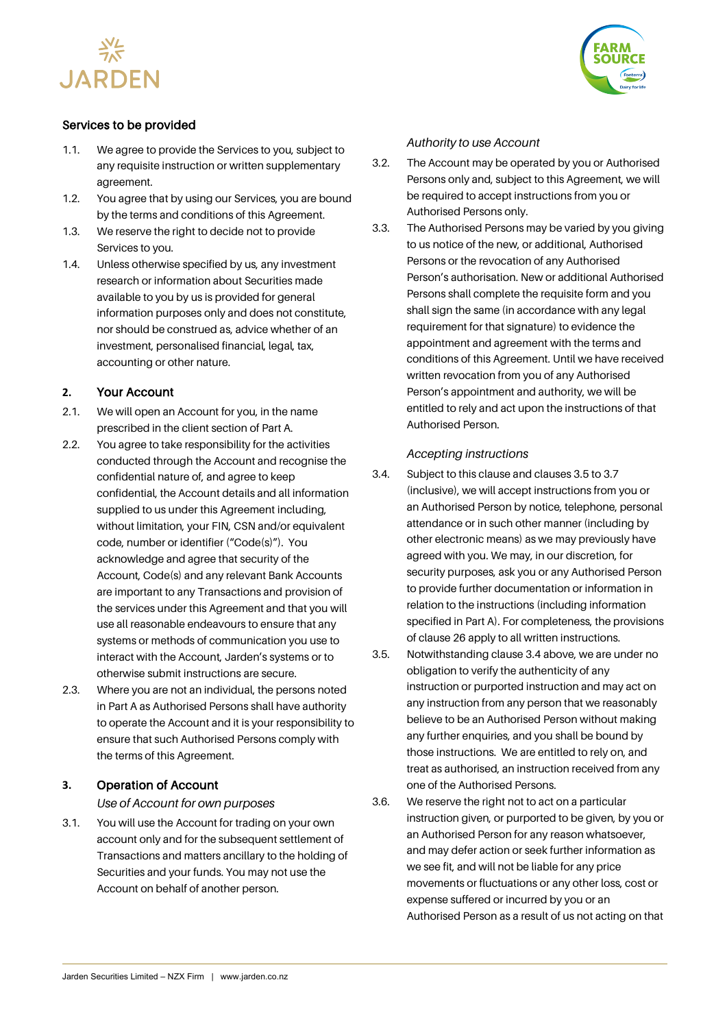## Services to be provided

1.1. We agree to provide the Services to you, subject to any requisite instruction or written supplementary agreement.

1.2. You agree that by using our Services, you are bound by the terms and conditions of this Agreement.

1.3. We reserve the right to decide not to provide Services to you.

1.4. Unless otherwise specified by us, any investment research or information about Securities made available to you by us is provided for general information purposes only and does not constitute, nor should be construed as, advice whether of an investment, personalised financial, legal, tax, accounting or other nature.

## 2. Your Account

2.1. We will open an Account for you, in the name prescribed in the client section of Part A.

2.2. You agree to take responsibility for the activities conducted through the Account and recognise the confidential nature of, and agree to keep confidential, the Account details and all information supplied to us under this Agreement including, without limitation, your FIN, CSN and/or equivalent code, number or identifier ("Code(s)"). You acknowledge and agree that security of the Account, Code(s) and any relevant Bank Accounts are important to any Transactions and provision of the services under this Agreement and that you will use all reasonable endeavours to ensure that any systems or methods of communication you use to interact with the Account, Jarden's systems or to otherwise submit instructions are secure.

2.3. Where you are not an individual, the persons noted in Part A as Authorised Persons shall have authority to operate the Account and it is your responsibility to ensure that such Authorised Persons comply with the terms of this Agreement.

## 3. Operation of Account

*Use of Account for own purposes*

3.1. You will use the Account for trading on your own account only and for the subsequent settlement of Transactions and matters ancillary to the holding of Securities and your funds. You may not use the Account on behalf of another person.

*Authority to use Account*

3.2. The Account may be operated by you or Authorised Persons only and, subject to this Agreement, we will be required to accept instructions from you or Authorised Persons only.

3.3. The Authorised Persons may be varied by you giving to us notice of the new, or additional, Authorised Persons or the revocation of any Authorised Person's authorisation. New or additional Authorised Persons shall complete the requisite form and you shall sign the same (in accordance with any legal requirement for that signature) to evidence the appointment and agreement with the terms and conditions of this Agreement. Until we have received written revocation from you of any Authorised Person's appointment and authority, we will be entitled to rely and act upon the instructions of that Authorised Person.

*Accepting instructions*

3.4. Subject to this clause and clauses 3.5 to 3.7 (inclusive), we will accept instructions from you or an Authorised Person by notice, telephone, personal attendance or in such other manner (including by other electronic means) as we may previously have agreed with you. We may, in our discretion, for security purposes, ask you or any Authorised Person to provide further documentation or information in relation to the instructions (including information specified in Part A). For completeness, the provisions of clause 26 apply to all written instructions.

3.5. Notwithstanding clause 3.4 above, we are under no obligation to verify the authenticity of any instruction or purported instruction and may act on any instruction from any person that we reasonably believe to be an Authorised Person without making any further enquiries, and you shall be bound by those instructions. We are entitled to rely on, and treat as authorised, an instruction received from any one of the Authorised Persons.

3.6. We reserve the right not to act on a particular instruction given, or purported to be given, by you or an Authorised Person for any reason whatsoever, and may defer action or seek further information as we see fit, and will not be liable for any price movements or fluctuations or any other loss, cost or expense suffered or incurred by you or an Authorised Person as a result of us not acting on that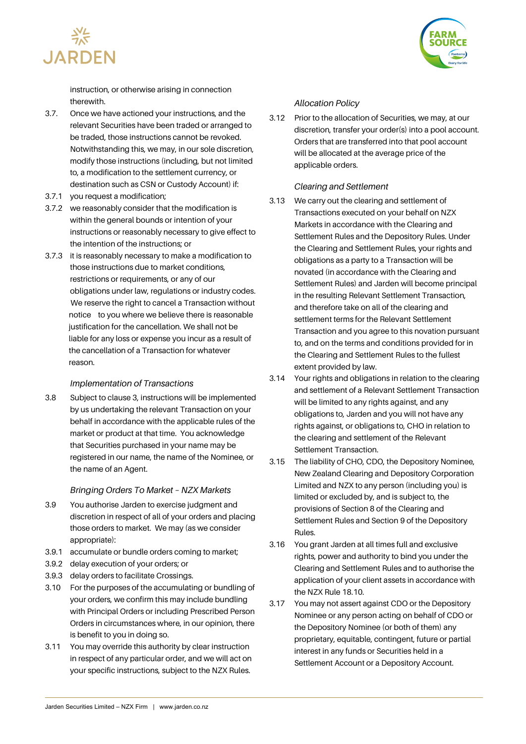instruction, or otherwise arising in connection therewith.

3.7. Once we have actioned your instructions, and the relevant Securities have been traded or arranged to be traded, those instructions cannot be revoked. Notwithstanding this, we may, in our sole discretion, modify those instructions (including, but not limited to, a modification to the settlement currency, or destination such as CSN or Custody Account) if:

3.7.1 you request a modification;

3.7.2 we reasonably consider that the modification is within the general bounds or intention of your instructions or reasonably necessary to give effect to the intention of the instructions; or

3.7.3 it is reasonably necessary to make a modification to those instructions due to market conditions, restrictions or requirements, or any of our obligations under law, regulations or industry codes. We reserve the right to cancel a Transaction without notice to you where we believe there is reasonable justification for the cancellation. We shall not be liable for any loss or expense you incur as a result of the cancellation of a Transaction for whatever reason.

*Implementation of Transactions*

3.8 Subject to clause 3, instructions will be implemented by us undertaking the relevant Transaction on your behalf in accordance with the applicable rules of the market or product at that time. You acknowledge that Securities purchased in your name may be registered in our name, the name of the Nominee, or the name of an Agent.

*Bringing Orders To Market – NZX Markets*

3.9 You authorise Jarden to exercise judgment and discretion in respect of all of your orders and placing those orders to market. We may (as we consider appropriate):

3.9.1 accumulate or bundle orders coming to market;

3.9.2 delay execution of your orders; or

3.9.3 delay orders to facilitate Crossings.

3.10 For the purposes of the accumulating or bundling of your orders, we confirm this may include bundling with Principal Orders or including Prescribed Person Orders in circumstances where, in our opinion, there is benefit to you in doing so.

3.11 You may override this authority by clear instruction in respect of any particular order, and we will act on your specific instructions, subject to the NZX Rules.

*Allocation Policy*

3.12 Prior to the allocation of Securities, we may, at our discretion, transfer your order(s) into a pool account. Orders that are transferred into that pool account will be allocated at the average price of the applicable orders.

*Clearing and Settlement*

3.13 We carry out the clearing and settlement of Transactions executed on your behalf on NZX Markets in accordance with the Clearing and Settlement Rules and the Depository Rules. Under the Clearing and Settlement Rules, your rights and obligations as a party to a Transaction will be novated (in accordance with the Clearing and Settlement Rules) and Jarden will become principal in the resulting Relevant Settlement Transaction, and therefore take on all of the clearing and settlement terms for the Relevant Settlement Transaction and you agree to this novation pursuant to, and on the terms and conditions provided for in the Clearing and Settlement Rules to the fullest extent provided by law.

3.14 Your rights and obligations in relation to the clearing and settlement of a Relevant Settlement Transaction will be limited to any rights against, and any obligations to, Jarden and you will not have any rights against, or obligations to, CHO in relation to the clearing and settlement of the Relevant Settlement Transaction.

3.15 The liability of CHO, CDO, the Depository Nominee, New Zealand Clearing and Depository Corporation Limited and NZX to any person (including you) is limited or excluded by, and is subject to, the provisions of Section 8 of the Clearing and Settlement Rules and Section 9 of the Depository Rules.

3.16 You grant Jarden at all times full and exclusive rights, power and authority to bind you under the Clearing and Settlement Rules and to authorise the application of your client assets in accordance with the NZX Rule 18.10.

3.17 You may not assert against CDO or the Depository Nominee or any person acting on behalf of CDO or the Depository Nominee (or both of them) any proprietary, equitable, contingent, future or partial interest in any funds or Securities held in a Settlement Account or a Depository Account.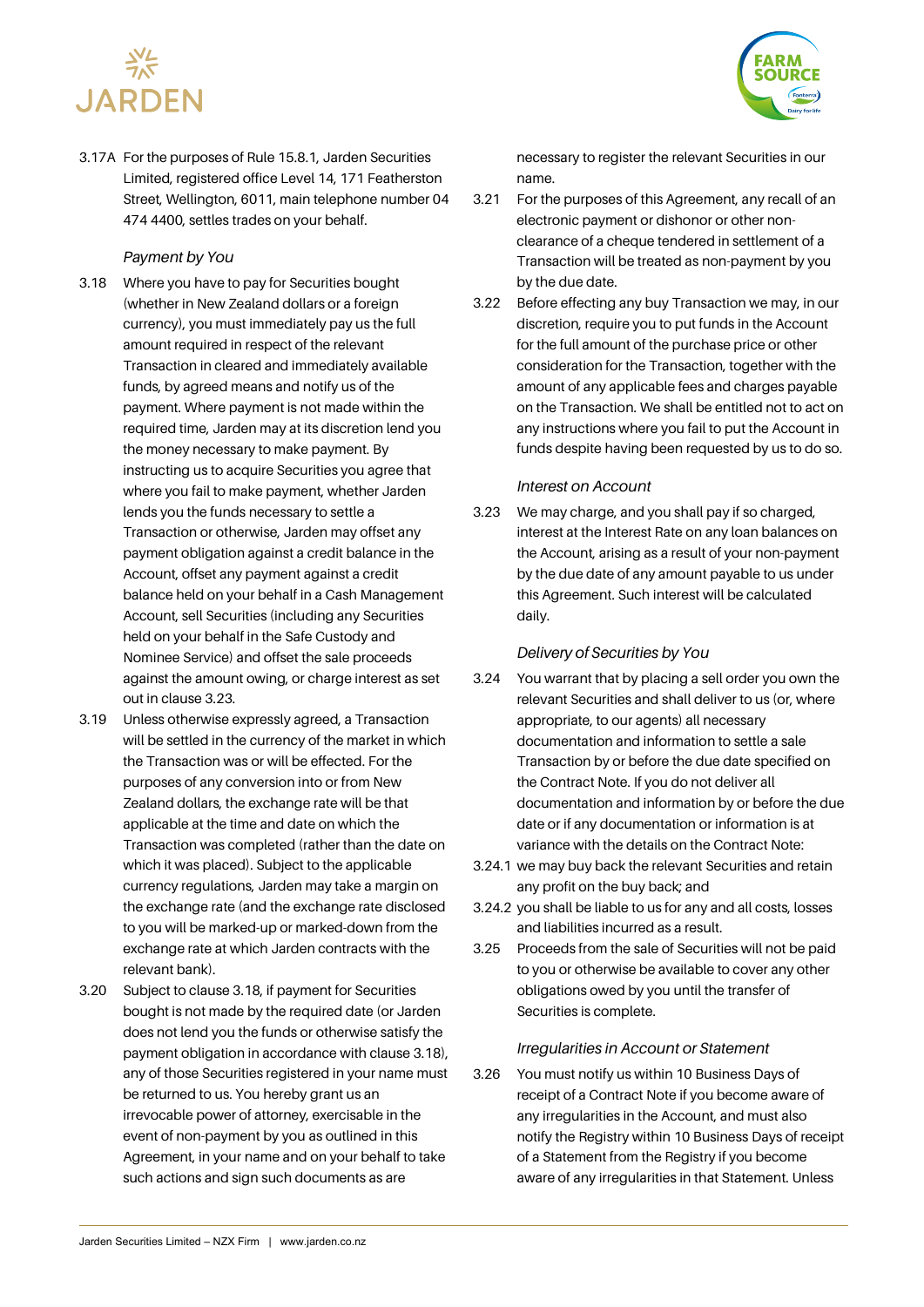3.17A For the purposes of Rule 15.8.1, Jarden Securities Limited, registered office Level 14, 171 Featherston Street, Wellington, 6011, main telephone number 04 474 4400, settles trades on your behalf.

*Payment by You*

3.18 Where you have to pay for Securities bought (whether in New Zealand dollars or a foreign currency), you must immediately pay us the full amount required in respect of the relevant Transaction in cleared and immediately available funds, by agreed means and notify us of the payment. Where payment is not made within the required time, Jarden may at its discretion lend you the money necessary to make payment. By instructing us to acquire Securities you agree that where you fail to make payment, whether Jarden lends you the funds necessary to settle a Transaction or otherwise, Jarden may offset any payment obligation against a credit balance in the Account, offset any payment against a credit balance held on your behalf in a Cash Management Account, sell Securities (including any Securities held on your behalf in the Safe Custody and Nominee Service) and offset the sale proceeds against the amount owing, or charge interest as set out in clause 3.23.

3.19 Unless otherwise expressly agreed, a Transaction will be settled in the currency of the market in which the Transaction was or will be effected. For the purposes of any conversion into or from New Zealand dollars, the exchange rate will be that applicable at the time and date on which the Transaction was completed (rather than the date on which it was placed). Subject to the applicable currency regulations, Jarden may take a margin on the exchange rate (and the exchange rate disclosed to you will be marked-up or marked-down from the exchange rate at which Jarden contracts with the relevant bank).

3.20 Subject to clause 3.18, if payment for Securities bought is not made by the required date (or Jarden does not lend you the funds or otherwise satisfy the payment obligation in accordance with clause 3.18), any of those Securities registered in your name must be returned to us. You hereby grant us an irrevocable power of attorney, exercisable in the event of non-payment by you as outlined in this Agreement, in your name and on your behalf to take such actions and sign such documents as are necessary to register the relevant Securities in our name.

3.21 For the purposes of this Agreement, any recall of an electronic payment or dishonor or other non-clearance of a cheque tendered in settlement of a Transaction will be treated as non-payment by you by the due date.

3.22 Before effecting any buy Transaction we may, in our discretion, require you to put funds in the Account for the full amount of the purchase price or other consideration for the Transaction, together with the amount of any applicable fees and charges payable on the Transaction. We shall be entitled not to act on any instructions where you fail to put the Account in funds despite having been requested by us to do so.

*Interest on Account*

3.23 We may charge, and you shall pay if so charged, interest at the Interest Rate on any loan balances on the Account, arising as a result of your non-payment by the due date of any amount payable to us under this Agreement. Such interest will be calculated daily.

*Delivery of Securities by You*

3.24 You warrant that by placing a sell order you own the relevant Securities and shall deliver to us (or, where appropriate, to our agents) all necessary documentation and information to settle a sale Transaction by or before the due date specified on the Contract Note. If you do not deliver all documentation and information by or before the due date or if any documentation or information is at variance with the details on the Contract Note:

3.24.1 we may buy back the relevant Securities and retain any profit on the buy back; and

3.24.2 you shall be liable to us for any and all costs, losses and liabilities incurred as a result.

3.25 Proceeds from the sale of Securities will not be paid to you or otherwise be available to cover any other obligations owed by you until the transfer of Securities is complete.

*Irregularities in Account or Statement*

3.26 You must notify us within 10 Business Days of receipt of a Contract Note if you become aware of any irregularities in the Account, and must also notify the Registry within 10 Business Days of receipt of a Statement from the Registry if you become aware of any irregularities in that Statement. Unless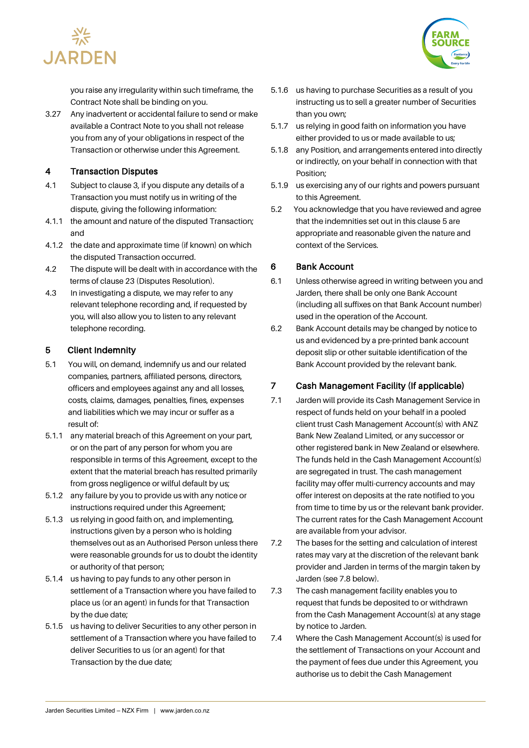you raise any irregularity within such timeframe, the Contract Note shall be binding on you.

3.27 Any inadvertent or accidental failure to send or make available a Contract Note to you shall not release you from any of your obligations in respect of the Transaction or otherwise under this Agreement.

## 4 Transaction Disputes

4.1 Subject to clause 3, if you dispute any details of a Transaction you must notify us in writing of the dispute, giving the following information:

4.1.1 the amount and nature of the disputed Transaction; and

4.1.2 the date and approximate time (if known) on which the disputed Transaction occurred.

4.2 The dispute will be dealt with in accordance with the terms of clause 23 (Disputes Resolution).

4.3 In investigating a dispute, we may refer to any relevant telephone recording and, if requested by you, will also allow you to listen to any relevant telephone recording.

## 5 Client Indemnity

5.1 You will, on demand, indemnify us and our related companies, partners, affiliated persons, directors, officers and employees against any and all losses, costs, claims, damages, penalties, fines, expenses and liabilities which we may incur or suffer as a result of:

5.1.1 any material breach of this Agreement on your part, or on the part of any person for whom you are responsible in terms of this Agreement, except to the extent that the material breach has resulted primarily from gross negligence or wilful default by us;

5.1.2 any failure by you to provide us with any notice or instructions required under this Agreement;

5.1.3 us relying in good faith on, and implementing, instructions given by a person who is holding themselves out as an Authorised Person unless there were reasonable grounds for us to doubt the identity or authority of that person;

5.1.4 us having to pay funds to any other person in settlement of a Transaction where you have failed to place us (or an agent) in funds for that Transaction by the due date;

5.1.5 us having to deliver Securities to any other person in settlement of a Transaction where you have failed to deliver Securities to us (or an agent) for that Transaction by the due date;

5.1.6 us having to purchase Securities as a result of you instructing us to sell a greater number of Securities than you own;

5.1.7 us relying in good faith on information you have either provided to us or made available to us;

5.1.8 any Position, and arrangements entered into directly or indirectly, on your behalf in connection with that Position;

5.1.9 us exercising any of our rights and powers pursuant to this Agreement.

5.2 You acknowledge that you have reviewed and agree that the indemnities set out in this clause 5 are appropriate and reasonable given the nature and context of the Services.

## 6 Bank Account

6.1 Unless otherwise agreed in writing between you and Jarden, there shall be only one Bank Account (including all suffixes on that Bank Account number) used in the operation of the Account.

6.2 Bank Account details may be changed by notice to us and evidenced by a pre-printed bank account deposit slip or other suitable identification of the Bank Account provided by the relevant bank.

## 7 Cash Management Facility (If applicable)

7.1 Jarden will provide its Cash Management Service in respect of funds held on your behalf in a pooled client trust Cash Management Account(s) with ANZ Bank New Zealand Limited, or any successor or other registered bank in New Zealand or elsewhere. The funds held in the Cash Management Account(s) are segregated in trust. The cash management facility may offer multi-currency accounts and may offer interest on deposits at the rate notified to you from time to time by us or the relevant bank provider. The current rates for the Cash Management Account are available from your advisor.

7.2 The bases for the setting and calculation of interest rates may vary at the discretion of the relevant bank provider and Jarden in terms of the margin taken by Jarden (see 7.8 below).

7.3 The cash management facility enables you to request that funds be deposited to or withdrawn from the Cash Management Account(s) at any stage by notice to Jarden.

7.4 Where the Cash Management Account(s) is used for the settlement of Transactions on your Account and the payment of fees due under this Agreement, you authorise us to debit the Cash Management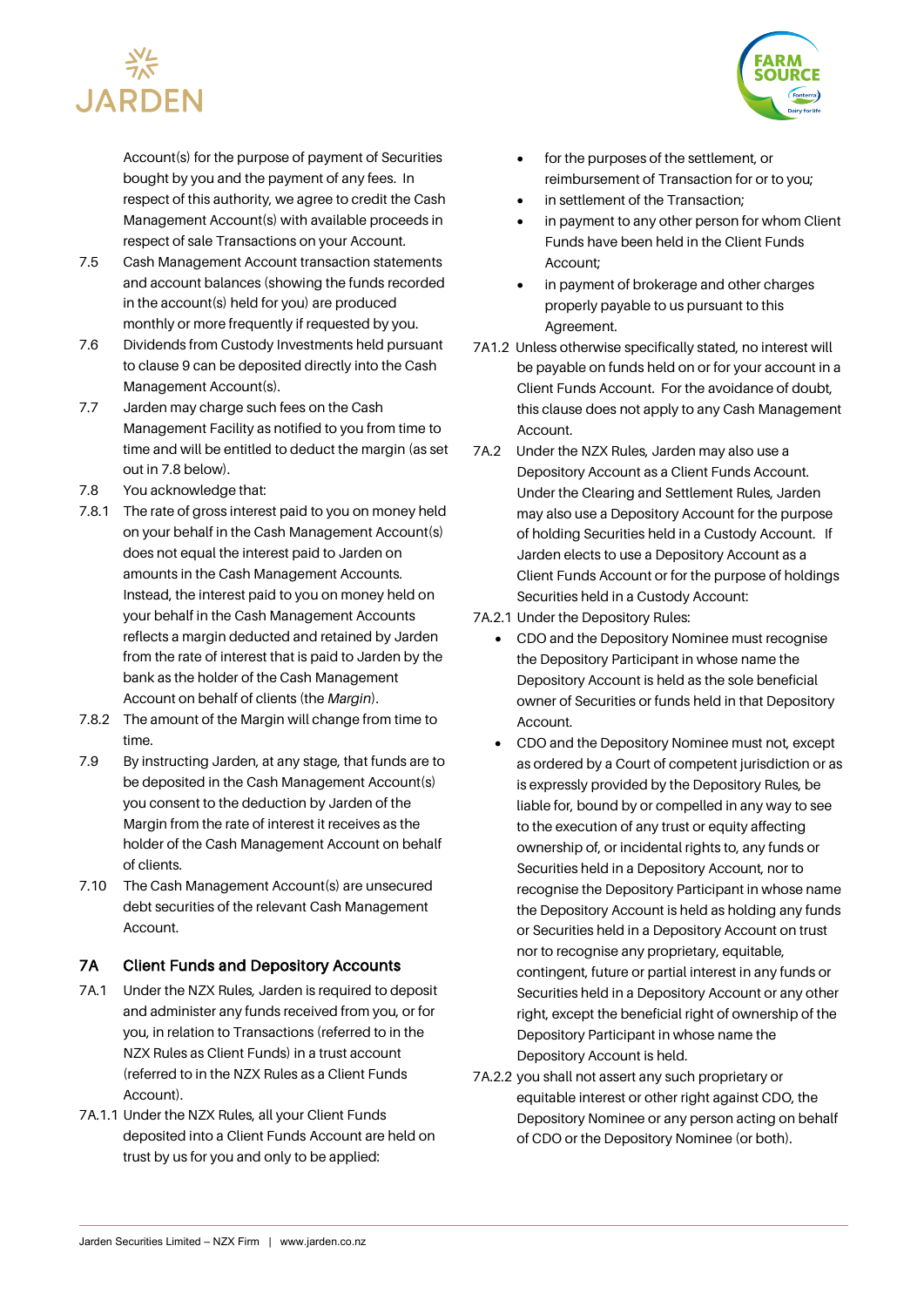Account(s) for the purpose of payment of Securities bought by you and the payment of any fees. In respect of this authority, we agree to credit the Cash Management Account(s) with available proceeds in respect of sale Transactions on your Account.

7.5 Cash Management Account transaction statements and account balances (showing the funds recorded in the account(s) held for you) are produced monthly or more frequently if requested by you.

7.6 Dividends from Custody Investments held pursuant to clause 9 can be deposited directly into the Cash Management Account(s).

7.7 Jarden may charge such fees on the Cash Management Facility as notified to you from time to time and will be entitled to deduct the margin (as set out in 7.8 below).

7.8 You acknowledge that:

7.8.1 The rate of gross interest paid to you on money held on your behalf in the Cash Management Account(s) does not equal the interest paid to Jarden on amounts in the Cash Management Accounts. Instead, the interest paid to you on money held on your behalf in the Cash Management Accounts reflects a margin deducted and retained by Jarden from the rate of interest that is paid to Jarden by the bank as the holder of the Cash Management Account on behalf of clients (the *Margin*).

7.8.2 The amount of the Margin will change from time to time.

7.9 By instructing Jarden, at any stage, that funds are to be deposited in the Cash Management Account(s) you consent to the deduction by Jarden of the Margin from the rate of interest it receives as the holder of the Cash Management Account on behalf of clients.

7.10 The Cash Management Account(s) are unsecured debt securities of the relevant Cash Management Account.

## 7A Client Funds and Depository Accounts

7A.1 Under the NZX Rules, Jarden is required to deposit and administer any funds received from you, or for you, in relation to Transactions (referred to in the NZX Rules as Client Funds) in a trust account (referred to in the NZX Rules as a Client Funds Account).

7A.1.1 Under the NZX Rules, all your Client Funds deposited into a Client Funds Account are held on trust by us for you and only to be applied:

- for the purposes of the settlement, or reimbursement of Transaction for or to you;
- in settlement of the Transaction;
- in payment to any other person for whom Client Funds have been held in the Client Funds Account;
- in payment of brokerage and other charges properly payable to us pursuant to this Agreement.

7A1.2 Unless otherwise specifically stated, no interest will be payable on funds held on or for your account in a Client Funds Account. For the avoidance of doubt, this clause does not apply to any Cash Management Account.

7A.2 Under the NZX Rules, Jarden may also use a Depository Account as a Client Funds Account. Under the Clearing and Settlement Rules, Jarden may also use a Depository Account for the purpose of holding Securities held in a Custody Account. If Jarden elects to use a Depository Account as a Client Funds Account or for the purpose of holdings Securities held in a Custody Account:

7A.2.1 Under the Depository Rules:

- CDO and the Depository Nominee must recognise the Depository Participant in whose name the Depository Account is held as the sole beneficial owner of Securities or funds held in that Depository Account.
- CDO and the Depository Nominee must not, except as ordered by a Court of competent jurisdiction or as is expressly provided by the Depository Rules, be liable for, bound by or compelled in any way to see to the execution of any trust or equity affecting ownership of, or incidental rights to, any funds or Securities held in a Depository Account, nor to recognise the Depository Participant in whose name the Depository Account is held as holding any funds or Securities held in a Depository Account on trust nor to recognise any proprietary, equitable, contingent, future or partial interest in any funds or Securities held in a Depository Account or any other right, except the beneficial right of ownership of the Depository Participant in whose name the Depository Account is held.

7A.2.2 you shall not assert any such proprietary or equitable interest or other right against CDO, the Depository Nominee or any person acting on behalf of CDO or the Depository Nominee (or both).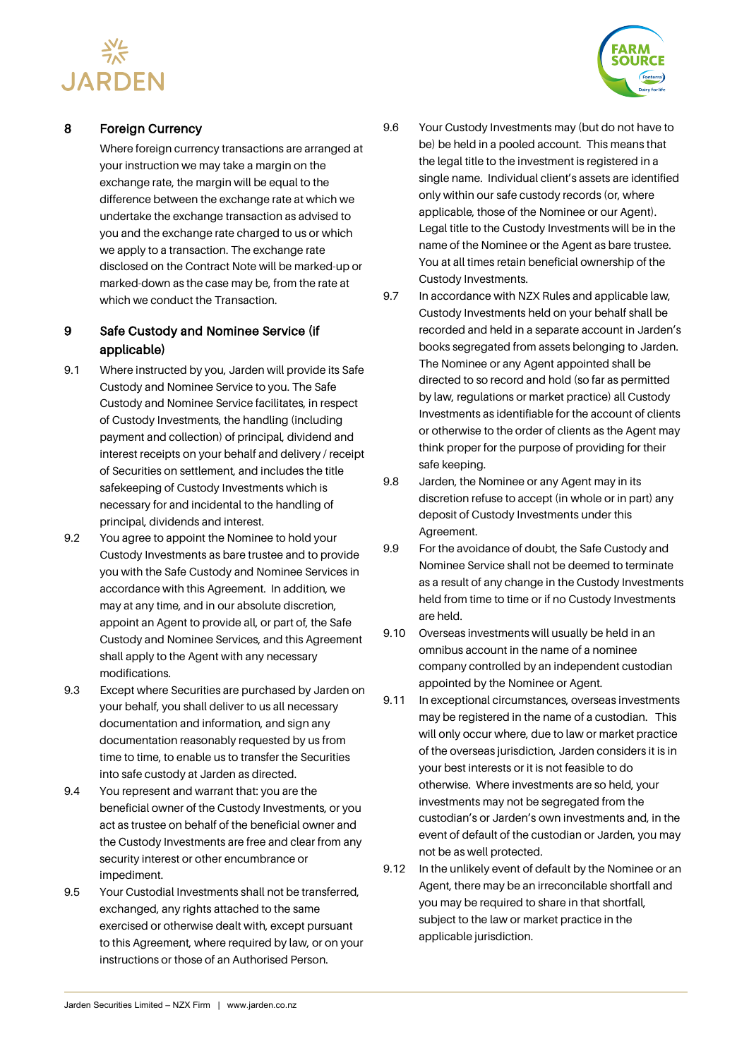## 8 Foreign Currency

Where foreign currency transactions are arranged at your instruction we may take a margin on the exchange rate, the margin will be equal to the difference between the exchange rate at which we undertake the exchange transaction as advised to you and the exchange rate charged to us or which we apply to a transaction. The exchange rate disclosed on the Contract Note will be marked-up or marked-down as the case may be, from the rate at which we conduct the Transaction.

## 9 Safe Custody and Nominee Service (if applicable)

9.1 Where instructed by you, Jarden will provide its Safe Custody and Nominee Service to you. The Safe Custody and Nominee Service facilitates, in respect of Custody Investments, the handling (including payment and collection) of principal, dividend and interest receipts on your behalf and delivery / receipt of Securities on settlement, and includes the title safekeeping of Custody Investments which is necessary for and incidental to the handling of principal, dividends and interest.

9.2 You agree to appoint the Nominee to hold your Custody Investments as bare trustee and to provide you with the Safe Custody and Nominee Services in accordance with this Agreement. In addition, we may at any time, and in our absolute discretion, appoint an Agent to provide all, or part of, the Safe Custody and Nominee Services, and this Agreement shall apply to the Agent with any necessary modifications.

9.3 Except where Securities are purchased by Jarden on your behalf, you shall deliver to us all necessary documentation and information, and sign any documentation reasonably requested by us from time to time, to enable us to transfer the Securities into safe custody at Jarden as directed.

9.4 You represent and warrant that: you are the beneficial owner of the Custody Investments, or you act as trustee on behalf of the beneficial owner and the Custody Investments are free and clear from any security interest or other encumbrance or impediment.

9.5 Your Custodial Investments shall not be transferred, exchanged, any rights attached to the same exercised or otherwise dealt with, except pursuant to this Agreement, where required by law, or on your instructions or those of an Authorised Person.

9.6 Your Custody Investments may (but do not have to be) be held in a pooled account. This means that the legal title to the investment is registered in a single name. Individual client's assets are identified only within our safe custody records (or, where applicable, those of the Nominee or our Agent). Legal title to the Custody Investments will be in the name of the Nominee or the Agent as bare trustee. You at all times retain beneficial ownership of the Custody Investments.

9.7 In accordance with NZX Rules and applicable law, Custody Investments held on your behalf shall be recorded and held in a separate account in Jarden's books segregated from assets belonging to Jarden. The Nominee or any Agent appointed shall be directed to so record and hold (so far as permitted by law, regulations or market practice) all Custody Investments as identifiable for the account of clients or otherwise to the order of clients as the Agent may think proper for the purpose of providing for their safe keeping.

9.8 Jarden, the Nominee or any Agent may in its discretion refuse to accept (in whole or in part) any deposit of Custody Investments under this Agreement.

9.9 For the avoidance of doubt, the Safe Custody and Nominee Service shall not be deemed to terminate as a result of any change in the Custody Investments held from time to time or if no Custody Investments are held.

9.10 Overseas investments will usually be held in an omnibus account in the name of a nominee company controlled by an independent custodian appointed by the Nominee or Agent.

9.11 In exceptional circumstances, overseas investments may be registered in the name of a custodian. This will only occur where, due to law or market practice of the overseas jurisdiction, Jarden considers it is in your best interests or it is not feasible to do otherwise. Where investments are so held, your investments may not be segregated from the custodian's or Jarden's own investments and, in the event of default of the custodian or Jarden, you may not be as well protected.

9.12 In the unlikely event of default by the Nominee or an Agent, there may be an irreconcilable shortfall and you may be required to share in that shortfall, subject to the law or market practice in the applicable jurisdiction.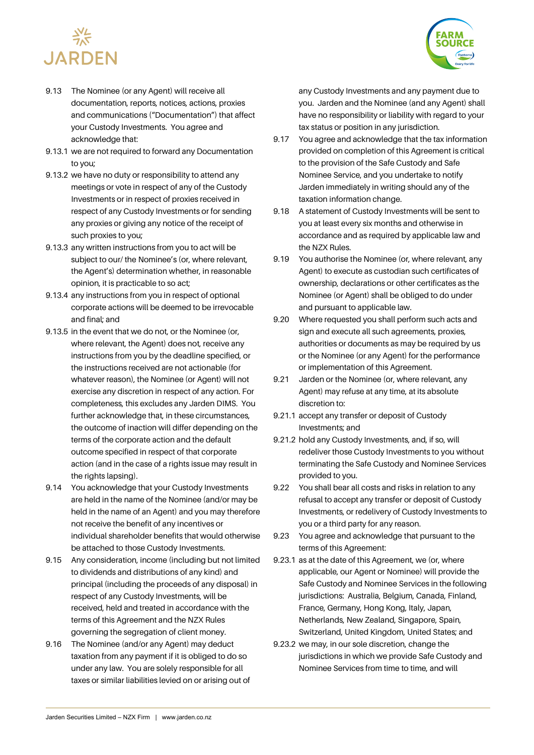9.13 The Nominee (or any Agent) will receive all documentation, reports, notices, actions, proxies and communications ("Documentation") that affect your Custody Investments. You agree and acknowledge that:

9.13.1 we are not required to forward any Documentation to you;

9.13.2 we have no duty or responsibility to attend any meetings or vote in respect of any of the Custody Investments or in respect of proxies received in respect of any Custody Investments or for sending any proxies or giving any notice of the receipt of such proxies to you;

9.13.3 any written instructions from you to act will be subject to our/ the Nominee's (or, where relevant, the Agent's) determination whether, in reasonable opinion, it is practicable to so act;

9.13.4 any instructions from you in respect of optional corporate actions will be deemed to be irrevocable and final; and

9.13.5 in the event that we do not, or the Nominee (or, where relevant, the Agent) does not, receive any instructions from you by the deadline specified, or the instructions received are not actionable (for whatever reason), the Nominee (or Agent) will not exercise any discretion in respect of any action. For completeness, this excludes any Jarden DIMS. You further acknowledge that, in these circumstances, the outcome of inaction will differ depending on the terms of the corporate action and the default outcome specified in respect of that corporate action (and in the case of a rights issue may result in the rights lapsing).

9.14 You acknowledge that your Custody Investments are held in the name of the Nominee (and/or may be held in the name of an Agent) and you may therefore not receive the benefit of any incentives or individual shareholder benefits that would otherwise be attached to those Custody Investments.

9.15 Any consideration, income (including but not limited to dividends and distributions of any kind) and principal (including the proceeds of any disposal) in respect of any Custody Investments, will be received, held and treated in accordance with the terms of this Agreement and the NZX Rules governing the segregation of client money.

9.16 The Nominee (and/or any Agent) may deduct taxation from any payment if it is obliged to do so under any law. You are solely responsible for all taxes or similar liabilities levied on or arising out of any Custody Investments and any payment due to you. Jarden and the Nominee (and any Agent) shall have no responsibility or liability with regard to your tax status or position in any jurisdiction.

9.17 You agree and acknowledge that the tax information provided on completion of this Agreement is critical to the provision of the Safe Custody and Safe Nominee Service, and you undertake to notify Jarden immediately in writing should any of the taxation information change.

9.18 A statement of Custody Investments will be sent to you at least every six months and otherwise in accordance and as required by applicable law and the NZX Rules.

9.19 You authorise the Nominee (or, where relevant, any Agent) to execute as custodian such certificates of ownership, declarations or other certificates as the Nominee (or Agent) shall be obliged to do under and pursuant to applicable law.

9.20 Where requested you shall perform such acts and sign and execute all such agreements, proxies, authorities or documents as may be required by us or the Nominee (or any Agent) for the performance or implementation of this Agreement.

9.21 Jarden or the Nominee (or, where relevant, any Agent) may refuse at any time, at its absolute discretion to:

9.21.1 accept any transfer or deposit of Custody Investments; and

9.21.2 hold any Custody Investments, and, if so, will redeliver those Custody Investments to you without terminating the Safe Custody and Nominee Services provided to you.

9.22 You shall bear all costs and risks in relation to any refusal to accept any transfer or deposit of Custody Investments, or redelivery of Custody Investments to you or a third party for any reason.

9.23 You agree and acknowledge that pursuant to the terms of this Agreement:

9.23.1 as at the date of this Agreement, we (or, where applicable, our Agent or Nominee) will provide the Safe Custody and Nominee Services in the following jurisdictions: Australia, Belgium, Canada, Finland, France, Germany, Hong Kong, Italy, Japan, Netherlands, New Zealand, Singapore, Spain, Switzerland, United Kingdom, United States; and

9.23.2 we may, in our sole discretion, change the jurisdictions in which we provide Safe Custody and Nominee Services from time to time, and will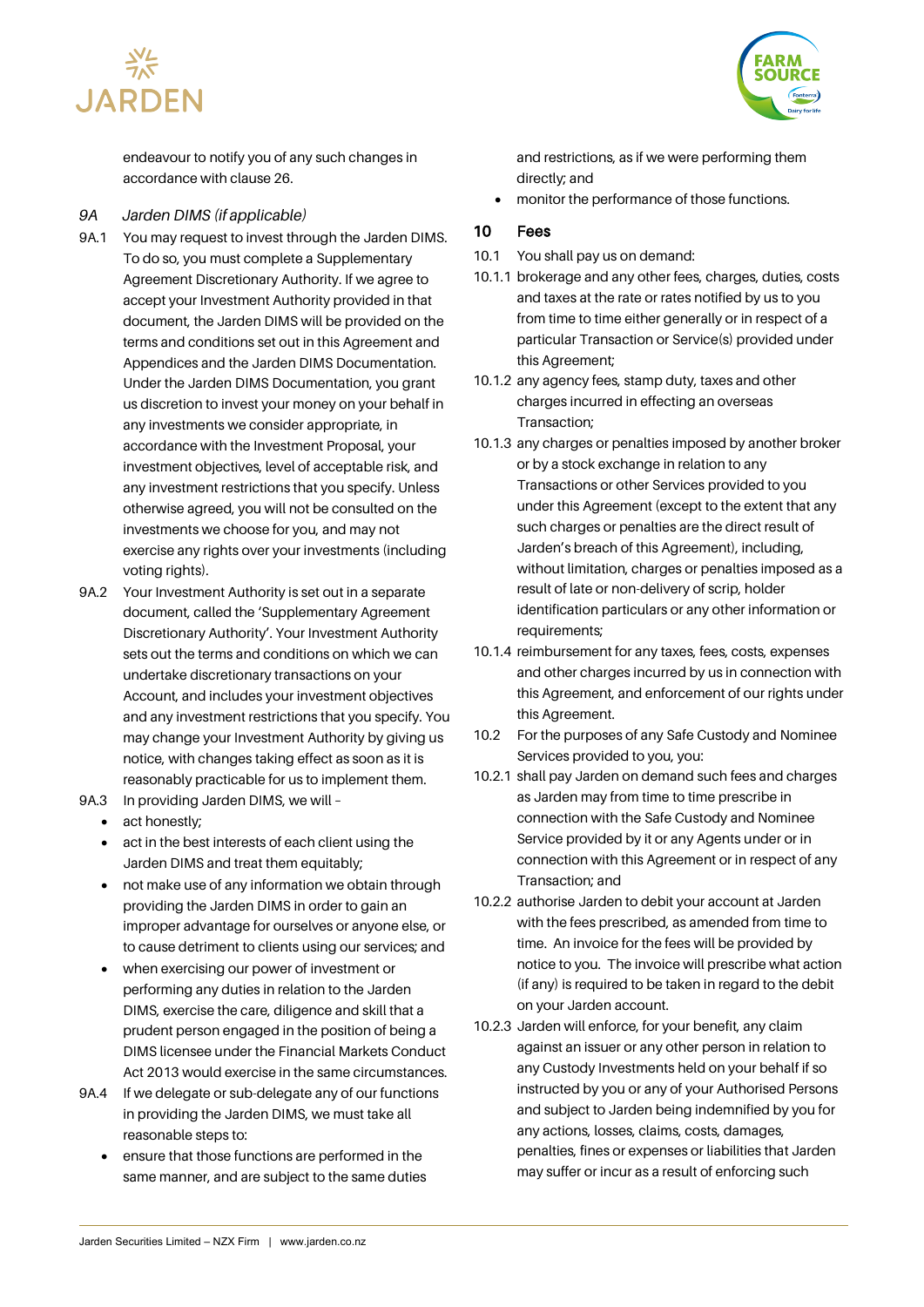endeavour to notify you of any such changes in accordance with clause 26.

*9A Jarden DIMS (if applicable)*

9A.1 You may request to invest through the Jarden DIMS. To do so, you must complete a Supplementary Agreement Discretionary Authority. If we agree to accept your Investment Authority provided in that document, the Jarden DIMS will be provided on the terms and conditions set out in this Agreement and Appendices and the Jarden DIMS Documentation. Under the Jarden DIMS Documentation, you grant us discretion to invest your money on your behalf in any investments we consider appropriate, in accordance with the Investment Proposal, your investment objectives, level of acceptable risk, and any investment restrictions that you specify. Unless otherwise agreed, you will not be consulted on the investments we choose for you, and may not exercise any rights over your investments (including voting rights).

9A.2 Your Investment Authority is set out in a separate document, called the 'Supplementary Agreement Discretionary Authority'. Your Investment Authority sets out the terms and conditions on which we can undertake discretionary transactions on your Account, and includes your investment objectives and any investment restrictions that you specify. You may change your Investment Authority by giving us notice, with changes taking effect as soon as it is reasonably practicable for us to implement them.

9A.3 In providing Jarden DIMS, we will –

- act honestly;
- act in the best interests of each client using the Jarden DIMS and treat them equitably;
- not make use of any information we obtain through providing the Jarden DIMS in order to gain an improper advantage for ourselves or anyone else, or to cause detriment to clients using our services; and
- when exercising our power of investment or performing any duties in relation to the Jarden DIMS, exercise the care, diligence and skill that a prudent person engaged in the position of being a DIMS licensee under the Financial Markets Conduct Act 2013 would exercise in the same circumstances.

9A.4 If we delegate or sub-delegate any of our functions in providing the Jarden DIMS, we must take all reasonable steps to:

- ensure that those functions are performed in the same manner, and are subject to the same duties and restrictions, as if we were performing them directly; and
- monitor the performance of those functions.

## 10 Fees

10.1 You shall pay us on demand:

10.1.1 brokerage and any other fees, charges, duties, costs and taxes at the rate or rates notified by us to you from time to time either generally or in respect of a particular Transaction or Service(s) provided under this Agreement;

10.1.2 any agency fees, stamp duty, taxes and other charges incurred in effecting an overseas Transaction;

10.1.3 any charges or penalties imposed by another broker or by a stock exchange in relation to any Transactions or other Services provided to you under this Agreement (except to the extent that any such charges or penalties are the direct result of Jarden's breach of this Agreement), including, without limitation, charges or penalties imposed as a result of late or non-delivery of scrip, holder identification particulars or any other information or requirements;

10.1.4 reimbursement for any taxes, fees, costs, expenses and other charges incurred by us in connection with this Agreement, and enforcement of our rights under this Agreement.

10.2 For the purposes of any Safe Custody and Nominee Services provided to you, you:

10.2.1 shall pay Jarden on demand such fees and charges as Jarden may from time to time prescribe in connection with the Safe Custody and Nominee Service provided by it or any Agents under or in connection with this Agreement or in respect of any Transaction; and

10.2.2 authorise Jarden to debit your account at Jarden with the fees prescribed, as amended from time to time. An invoice for the fees will be provided by notice to you. The invoice will prescribe what action (if any) is required to be taken in regard to the debit on your Jarden account.

10.2.3 Jarden will enforce, for your benefit, any claim against an issuer or any other person in relation to any Custody Investments held on your behalf if so instructed by you or any of your Authorised Persons and subject to Jarden being indemnified by you for any actions, losses, claims, costs, damages, penalties, fines or expenses or liabilities that Jarden may suffer or incur as a result of enforcing such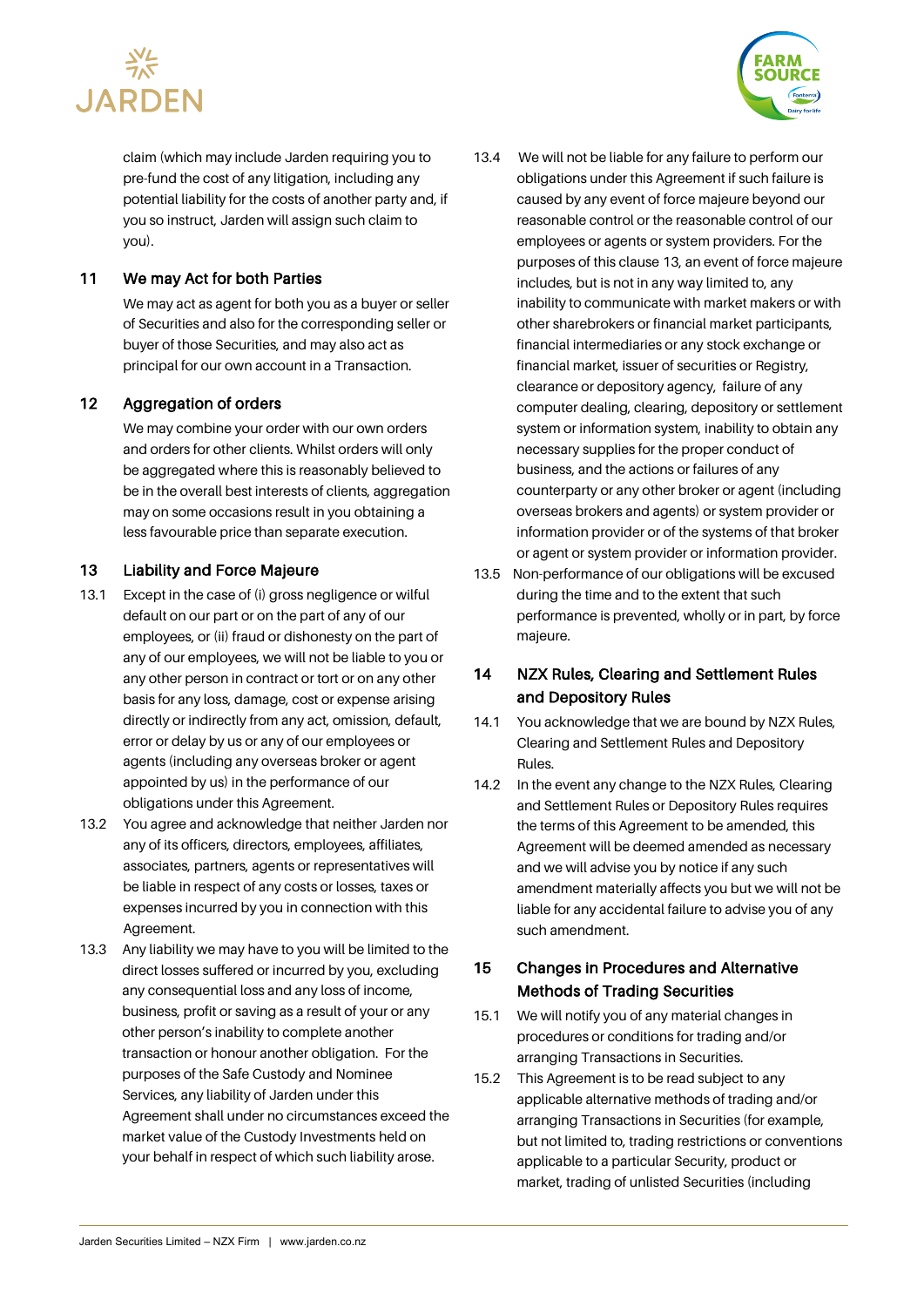claim (which may include Jarden requiring you to pre-fund the cost of any litigation, including any potential liability for the costs of another party and, if you so instruct, Jarden will assign such claim to you).

## 11 We may Act for both Parties

We may act as agent for both you as a buyer or seller of Securities and also for the corresponding seller or buyer of those Securities, and may also act as principal for our own account in a Transaction.

## 12 Aggregation of orders

We may combine your order with our own orders and orders for other clients. Whilst orders will only be aggregated where this is reasonably believed to be in the overall best interests of clients, aggregation may on some occasions result in you obtaining a less favourable price than separate execution.

## 13 Liability and Force Majeure

13.1 Except in the case of (i) gross negligence or wilful default on our part or on the part of any of our employees, or (ii) fraud or dishonesty on the part of any of our employees, we will not be liable to you or any other person in contract or tort or on any other basis for any loss, damage, cost or expense arising directly or indirectly from any act, omission, default, error or delay by us or any of our employees or agents (including any overseas broker or agent appointed by us) in the performance of our obligations under this Agreement.

13.2 You agree and acknowledge that neither Jarden nor any of its officers, directors, employees, affiliates, associates, partners, agents or representatives will be liable in respect of any costs or losses, taxes or expenses incurred by you in connection with this Agreement.

13.3 Any liability we may have to you will be limited to the direct losses suffered or incurred by you, excluding any consequential loss and any loss of income, business, profit or saving as a result of your or any other person's inability to complete another transaction or honour another obligation. For the purposes of the Safe Custody and Nominee Services, any liability of Jarden under this Agreement shall under no circumstances exceed the market value of the Custody Investments held on your behalf in respect of which such liability arose.

13.4 We will not be liable for any failure to perform our obligations under this Agreement if such failure is caused by any event of force majeure beyond our reasonable control or the reasonable control of our employees or agents or system providers. For the purposes of this clause 13, an event of force majeure includes, but is not in any way limited to, any inability to communicate with market makers or with other sharebrokers or financial market participants, financial intermediaries or any stock exchange or financial market, issuer of securities or Registry, clearance or depository agency, failure of any computer dealing, clearing, depository or settlement system or information system, inability to obtain any necessary supplies for the proper conduct of business, and the actions or failures of any counterparty or any other broker or agent (including overseas brokers and agents) or system provider or information provider or of the systems of that broker or agent or system provider or information provider.

13.5 Non-performance of our obligations will be excused during the time and to the extent that such performance is prevented, wholly or in part, by force majeure.

## 14 NZX Rules, Clearing and Settlement Rules and Depository Rules

14.1 You acknowledge that we are bound by NZX Rules, Clearing and Settlement Rules and Depository Rules.

14.2 In the event any change to the NZX Rules, Clearing and Settlement Rules or Depository Rules requires the terms of this Agreement to be amended, this Agreement will be deemed amended as necessary and we will advise you by notice if any such amendment materially affects you but we will not be liable for any accidental failure to advise you of any such amendment.

## 15 Changes in Procedures and Alternative Methods of Trading Securities

15.1 We will notify you of any material changes in procedures or conditions for trading and/or arranging Transactions in Securities.

15.2 This Agreement is to be read subject to any applicable alternative methods of trading and/or arranging Transactions in Securities (for example, but not limited to, trading restrictions or conventions applicable to a particular Security, product or market, trading of unlisted Securities (including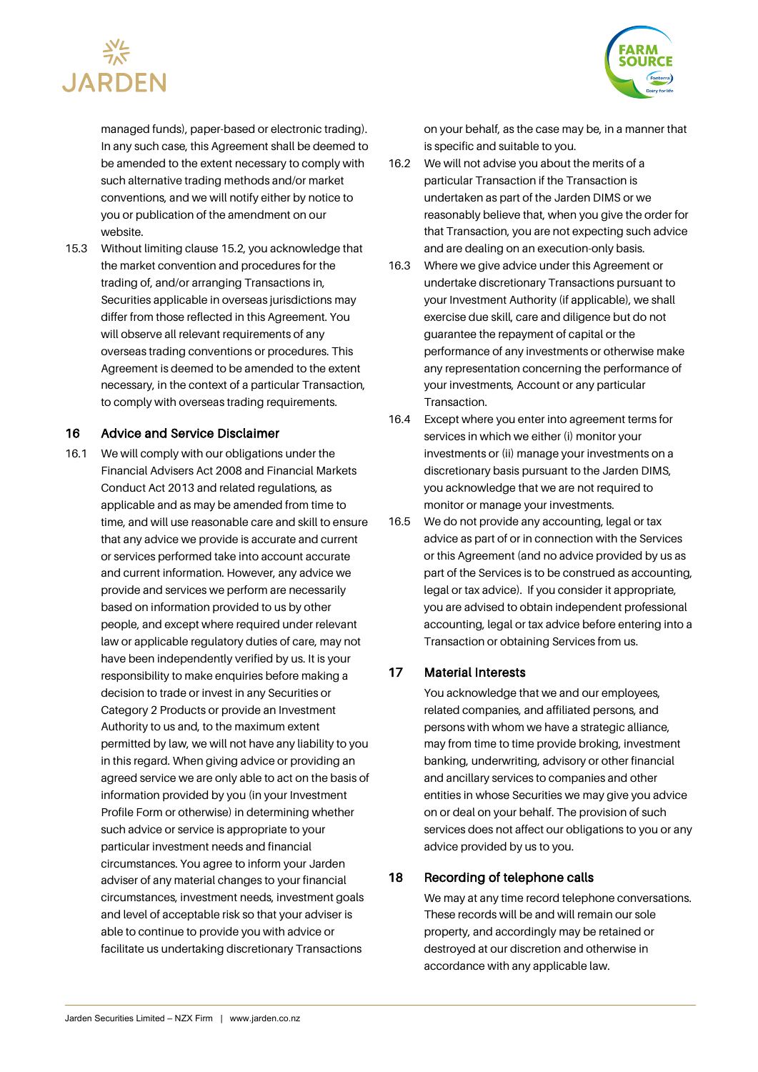managed funds), paper-based or electronic trading). In any such case, this Agreement shall be deemed to be amended to the extent necessary to comply with such alternative trading methods and/or market conventions, and we will notify either by notice to you or publication of the amendment on our website.

15.3 Without limiting clause 15.2, you acknowledge that the market convention and procedures for the trading of, and/or arranging Transactions in, Securities applicable in overseas jurisdictions may differ from those reflected in this Agreement. You will observe all relevant requirements of any overseas trading conventions or procedures. This Agreement is deemed to be amended to the extent necessary, in the context of a particular Transaction, to comply with overseas trading requirements.

## 16 Advice and Service Disclaimer

16.1 We will comply with our obligations under the Financial Advisers Act 2008 and Financial Markets Conduct Act 2013 and related regulations, as applicable and as may be amended from time to time, and will use reasonable care and skill to ensure that any advice we provide is accurate and current or services performed take into account accurate and current information. However, any advice we provide and services we perform are necessarily based on information provided to us by other people, and except where required under relevant law or applicable regulatory duties of care, may not have been independently verified by us. It is your responsibility to make enquiries before making a decision to trade or invest in any Securities or Category 2 Products or provide an Investment Authority to us and, to the maximum extent permitted by law, we will not have any liability to you in this regard. When giving advice or providing an agreed service we are only able to act on the basis of information provided by you (in your Investment Profile Form or otherwise) in determining whether such advice or service is appropriate to your particular investment needs and financial circumstances. You agree to inform your Jarden adviser of any material changes to your financial circumstances, investment needs, investment goals and level of acceptable risk so that your adviser is able to continue to provide you with advice or facilitate us undertaking discretionary Transactions on your behalf, as the case may be, in a manner that is specific and suitable to you.

16.2 We will not advise you about the merits of a particular Transaction if the Transaction is undertaken as part of the Jarden DIMS or we reasonably believe that, when you give the order for that Transaction, you are not expecting such advice and are dealing on an execution-only basis.

16.3 Where we give advice under this Agreement or undertake discretionary Transactions pursuant to your Investment Authority (if applicable), we shall exercise due skill, care and diligence but do not guarantee the repayment of capital or the performance of any investments or otherwise make any representation concerning the performance of your investments, Account or any particular Transaction.

16.4 Except where you enter into agreement terms for services in which we either (i) monitor your investments or (ii) manage your investments on a discretionary basis pursuant to the Jarden DIMS, you acknowledge that we are not required to monitor or manage your investments.

16.5 We do not provide any accounting, legal or tax advice as part of or in connection with the Services or this Agreement (and no advice provided by us as part of the Services is to be construed as accounting, legal or tax advice). If you consider it appropriate, you are advised to obtain independent professional accounting, legal or tax advice before entering into a Transaction or obtaining Services from us.

## 17 Material Interests

You acknowledge that we and our employees, related companies, and affiliated persons, and persons with whom we have a strategic alliance, may from time to time provide broking, investment banking, underwriting, advisory or other financial and ancillary services to companies and other entities in whose Securities we may give you advice on or deal on your behalf. The provision of such services does not affect our obligations to you or any advice provided by us to you.

## 18 Recording of telephone calls

We may at any time record telephone conversations. These records will be and will remain our sole property, and accordingly may be retained or destroyed at our discretion and otherwise in accordance with any applicable law.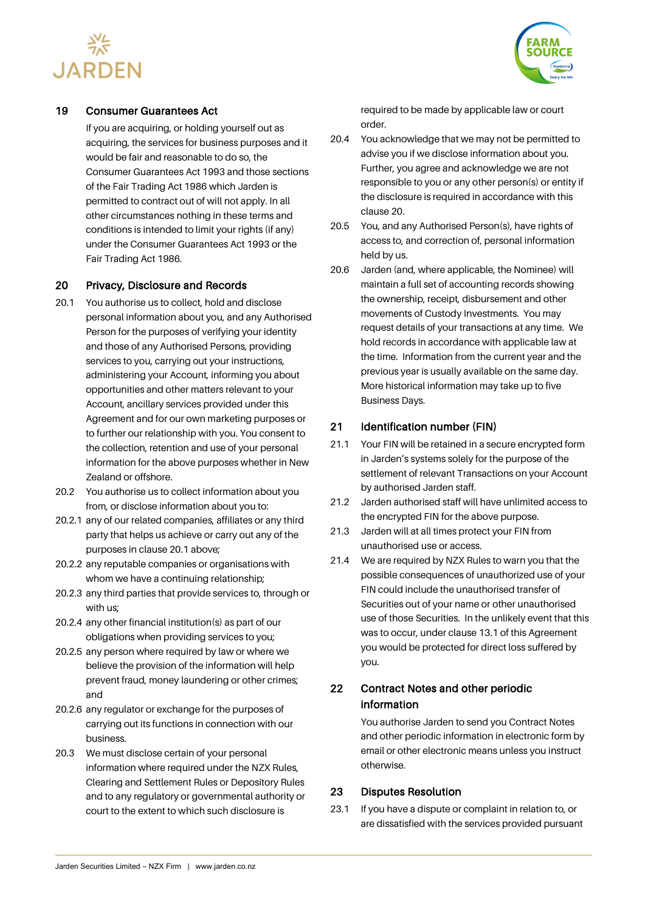## 19 Consumer Guarantees Act

If you are acquiring, or holding yourself out as acquiring, the services for business purposes and it would be fair and reasonable to do so, the Consumer Guarantees Act 1993 and those sections of the Fair Trading Act 1986 which Jarden is permitted to contract out of will not apply. In all other circumstances nothing in these terms and conditions is intended to limit your rights (if any) under the Consumer Guarantees Act 1993 or the Fair Trading Act 1986.

## 20 Privacy, Disclosure and Records

20.1 You authorise us to collect, hold and disclose personal information about you, and any Authorised Person for the purposes of verifying your identity and those of any Authorised Persons, providing services to you, carrying out your instructions, administering your Account, informing you about opportunities and other matters relevant to your Account, ancillary services provided under this Agreement and for our own marketing purposes or to further our relationship with you. You consent to the collection, retention and use of your personal information for the above purposes whether in New Zealand or offshore.

20.2 You authorise us to collect information about you from, or disclose information about you to:

20.2.1 any of our related companies, affiliates or any third party that helps us achieve or carry out any of the purposes in clause 20.1 above;

20.2.2 any reputable companies or organisations with whom we have a continuing relationship;

20.2.3 any third parties that provide services to, through or with us;

20.2.4 any other financial institution(s) as part of our obligations when providing services to you;

20.2.5 any person where required by law or where we believe the provision of the information will help prevent fraud, money laundering or other crimes; and

20.2.6 any regulator or exchange for the purposes of carrying out its functions in connection with our business.

20.3 We must disclose certain of your personal information where required under the NZX Rules, Clearing and Settlement Rules or Depository Rules and to any regulatory or governmental authority or court to the extent to which such disclosure is required to be made by applicable law or court order.

20.4 You acknowledge that we may not be permitted to advise you if we disclose information about you. Further, you agree and acknowledge we are not responsible to you or any other person(s) or entity if the disclosure is required in accordance with this clause 20.

20.5 You, and any Authorised Person(s), have rights of access to, and correction of, personal information held by us.

20.6 Jarden (and, where applicable, the Nominee) will maintain a full set of accounting records showing the ownership, receipt, disbursement and other movements of Custody Investments. You may request details of your transactions at any time. We hold records in accordance with applicable law at the time. Information from the current year and the previous year is usually available on the same day. More historical information may take up to five Business Days.

## 21 Identification number (FIN)

21.1 Your FIN will be retained in a secure encrypted form in Jarden's systems solely for the purpose of the settlement of relevant Transactions on your Account by authorised Jarden staff.

21.2 Jarden authorised staff will have unlimited access to the encrypted FIN for the above purpose.

21.3 Jarden will at all times protect your FIN from unauthorised use or access.

21.4 We are required by NZX Rules to warn you that the possible consequences of unauthorized use of your FIN could include the unauthorised transfer of Securities out of your name or other unauthorised use of those Securities. In the unlikely event that this was to occur, under clause 13.1 of this Agreement you would be protected for direct loss suffered by you.

## 22 Contract Notes and other periodic information

You authorise Jarden to send you Contract Notes and other periodic information in electronic form by email or other electronic means unless you instruct otherwise.

## 23 Disputes Resolution

23.1 If you have a dispute or complaint in relation to, or are dissatisfied with the services provided pursuant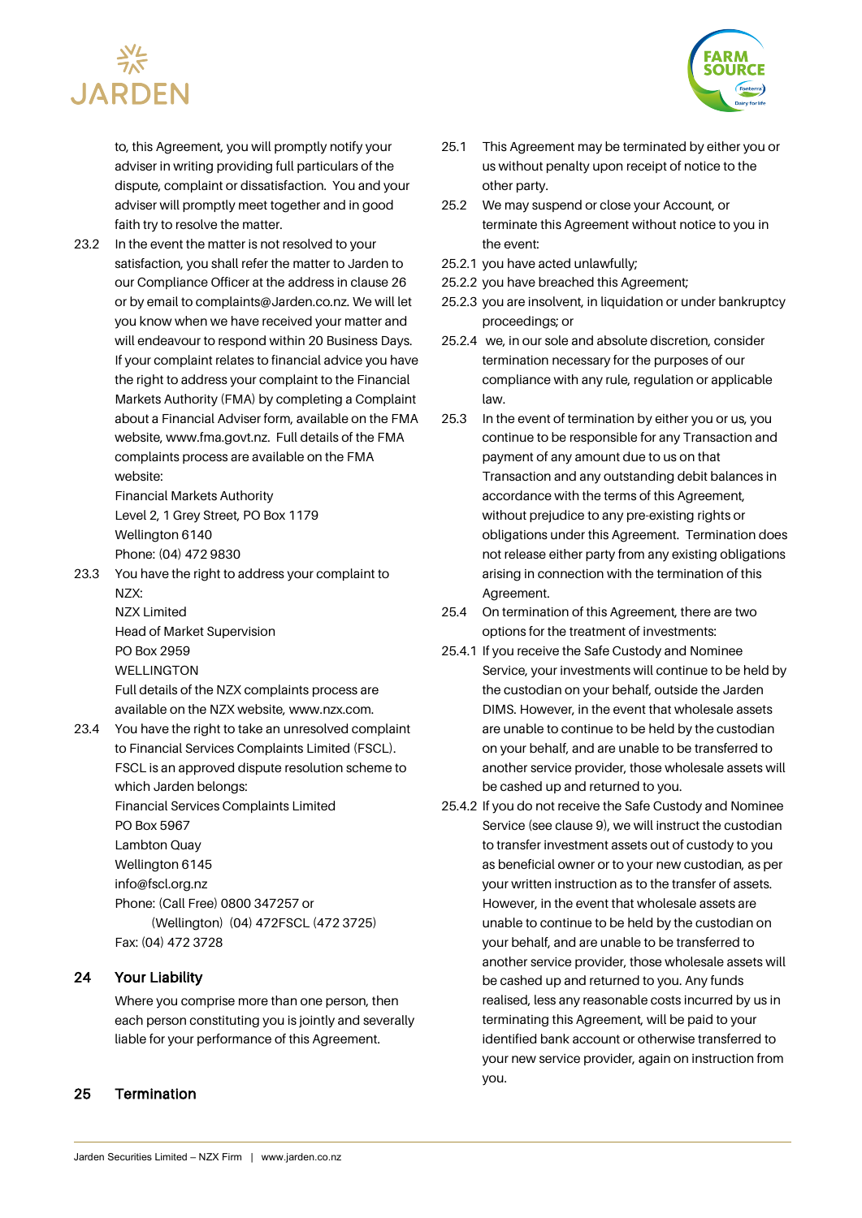to, this Agreement, you will promptly notify your adviser in writing providing full particulars of the dispute, complaint or dissatisfaction. You and your adviser will promptly meet together and in good faith try to resolve the matter.

23.2 In the event the matter is not resolved to your satisfaction, you shall refer the matter to Jarden to our Compliance Officer at the address in clause 26 or by email to complaints@Jarden.co.nz. We will let you know when we have received your matter and will endeavour to respond within 20 Business Days. If your complaint relates to financial advice you have the right to address your complaint to the Financial Markets Authority (FMA) by completing a Complaint about a Financial Adviser form, available on the FMA website, www.fma.govt.nz. Full details of the FMA complaints process are available on the FMA website:

Financial Markets Authority
Level 2, 1 Grey Street, PO Box 1179
Wellington 6140
Phone: (04) 472 9830

23.3 You have the right to address your complaint to NZX:

NZX Limited
Head of Market Supervision
PO Box 2959
WELLINGTON
Full details of the NZX complaints process are available on the NZX website, www.nzx.com.

23.4 You have the right to take an unresolved complaint to Financial Services Complaints Limited (FSCL). FSCL is an approved dispute resolution scheme to which Jarden belongs:

Financial Services Complaints Limited
PO Box 5967
Lambton Quay
Wellington 6145
info@fscl.org.nz
Phone: (Call Free) 0800 347257 or
(Wellington) (04) 472FSCL (472 3725)
Fax: (04) 472 3728

## 24 Your Liability

Where you comprise more than one person, then each person constituting you is jointly and severally liable for your performance of this Agreement.

## 25 Termination

25.1 This Agreement may be terminated by either you or us without penalty upon receipt of notice to the other party.

25.2 We may suspend or close your Account, or terminate this Agreement without notice to you in the event:

25.2.1 you have acted unlawfully;

25.2.2 you have breached this Agreement;

25.2.3 you are insolvent, in liquidation or under bankruptcy proceedings; or

25.2.4 we, in our sole and absolute discretion, consider termination necessary for the purposes of our compliance with any rule, regulation or applicable law.

25.3 In the event of termination by either you or us, you continue to be responsible for any Transaction and payment of any amount due to us on that Transaction and any outstanding debit balances in accordance with the terms of this Agreement, without prejudice to any pre-existing rights or obligations under this Agreement. Termination does not release either party from any existing obligations arising in connection with the termination of this Agreement.

25.4 On termination of this Agreement, there are two options for the treatment of investments:

25.4.1 If you receive the Safe Custody and Nominee Service, your investments will continue to be held by the custodian on your behalf, outside the Jarden DIMS. However, in the event that wholesale assets are unable to continue to be held by the custodian on your behalf, and are unable to be transferred to another service provider, those wholesale assets will be cashed up and returned to you.

25.4.2 If you do not receive the Safe Custody and Nominee Service (see clause 9), we will instruct the custodian to transfer investment assets out of custody to you as beneficial owner or to your new custodian, as per your written instruction as to the transfer of assets. However, in the event that wholesale assets are unable to continue to be held by the custodian on your behalf, and are unable to be transferred to another service provider, those wholesale assets will be cashed up and returned to you. Any funds realised, less any reasonable costs incurred by us in terminating this Agreement, will be paid to your identified bank account or otherwise transferred to your new service provider, again on instruction from you.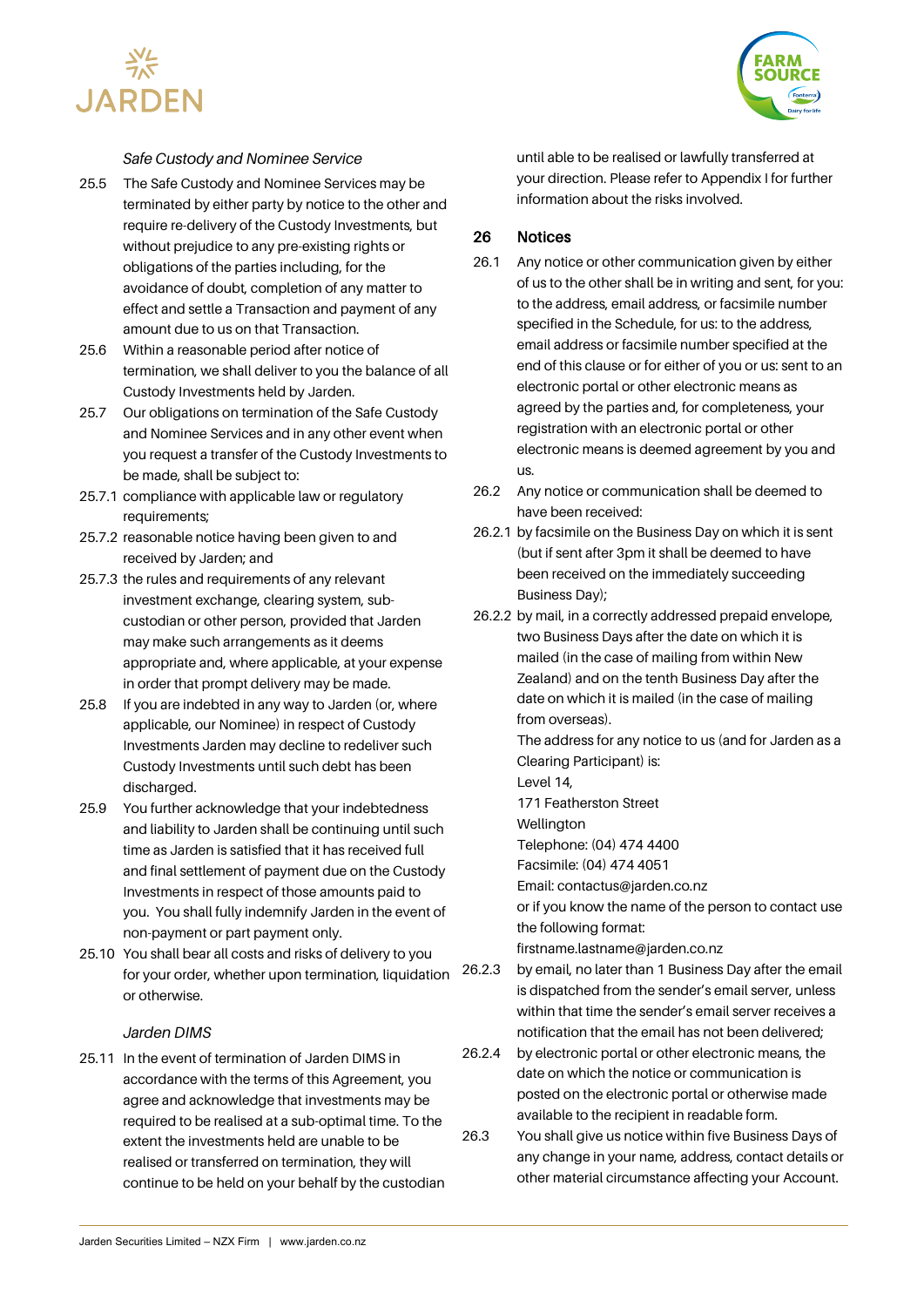*Safe Custody and Nominee Service*

25.5 The Safe Custody and Nominee Services may be terminated by either party by notice to the other and require re-delivery of the Custody Investments, but without prejudice to any pre-existing rights or obligations of the parties including, for the avoidance of doubt, completion of any matter to effect and settle a Transaction and payment of any amount due to us on that Transaction.

25.6 Within a reasonable period after notice of termination, we shall deliver to you the balance of all Custody Investments held by Jarden.

25.7 Our obligations on termination of the Safe Custody and Nominee Services and in any other event when you request a transfer of the Custody Investments to be made, shall be subject to:

25.7.1 compliance with applicable law or regulatory requirements;

25.7.2 reasonable notice having been given to and received by Jarden; and

25.7.3 the rules and requirements of any relevant investment exchange, clearing system, sub-custodian or other person, provided that Jarden may make such arrangements as it deems appropriate and, where applicable, at your expense in order that prompt delivery may be made.

25.8 If you are indebted in any way to Jarden (or, where applicable, our Nominee) in respect of Custody Investments Jarden may decline to redeliver such Custody Investments until such debt has been discharged.

25.9 You further acknowledge that your indebtedness and liability to Jarden shall be continuing until such time as Jarden is satisfied that it has received full and final settlement of payment due on the Custody Investments in respect of those amounts paid to you. You shall fully indemnify Jarden in the event of non-payment or part payment only.

25.10 You shall bear all costs and risks of delivery to you for your order, whether upon termination, liquidation or otherwise.

*Jarden DIMS*

25.11 In the event of termination of Jarden DIMS in accordance with the terms of this Agreement, you agree and acknowledge that investments may be required to be realised at a sub-optimal time. To the extent the investments held are unable to be realised or transferred on termination, they will continue to be held on your behalf by the custodian until able to be realised or lawfully transferred at your direction. Please refer to Appendix I for further information about the risks involved.

## 26 Notices

26.1 Any notice or other communication given by either of us to the other shall be in writing and sent, for you: to the address, email address, or facsimile number specified in the Schedule, for us: to the address, email address or facsimile number specified at the end of this clause or for either of you or us: sent to an electronic portal or other electronic means as agreed by the parties and, for completeness, your registration with an electronic portal or other electronic means is deemed agreement by you and us.

26.2 Any notice or communication shall be deemed to have been received:

26.2.1 by facsimile on the Business Day on which it is sent (but if sent after 3pm it shall be deemed to have been received on the immediately succeeding Business Day);

26.2.2 by mail, in a correctly addressed prepaid envelope, two Business Days after the date on which it is mailed (in the case of mailing from within New Zealand) and on the tenth Business Day after the date on which it is mailed (in the case of mailing from overseas).

The address for any notice to us (and for Jarden as a Clearing Participant) is:
Level 14,
171 Featherston Street
Wellington
Telephone: (04) 474 4400
Facsimile: (04) 474 4051
Email: contactus@jarden.co.nz
or if you know the name of the person to contact use the following format:
firstname.lastname@jarden.co.nz

26.2.3 by email, no later than 1 Business Day after the email is dispatched from the sender's email server, unless within that time the sender's email server receives a notification that the email has not been delivered;

26.2.4 by electronic portal or other electronic means, the date on which the notice or communication is posted on the electronic portal or otherwise made available to the recipient in readable form.

26.3 You shall give us notice within five Business Days of any change in your name, address, contact details or other material circumstance affecting your Account.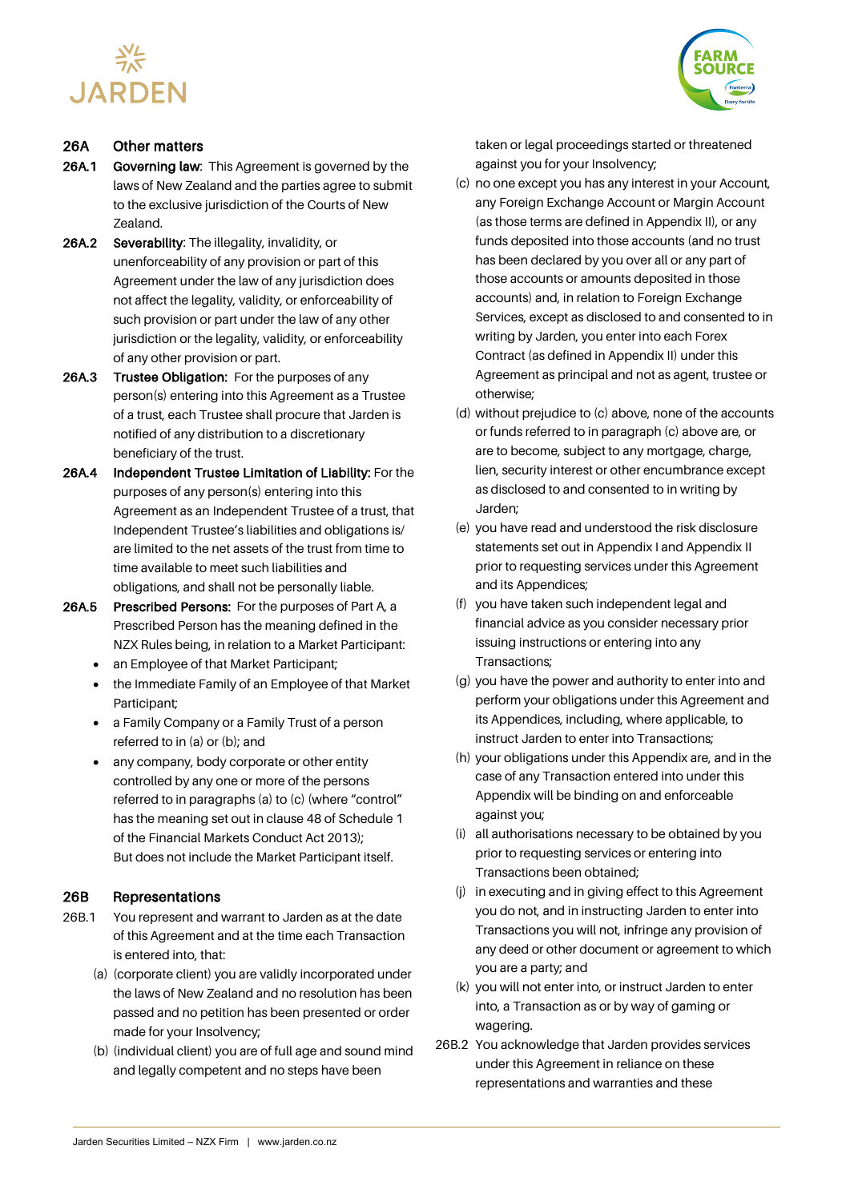## 26A Other matters

**26A.1 Governing law**: This Agreement is governed by the laws of New Zealand and the parties agree to submit to the exclusive jurisdiction of the Courts of New Zealand.

**26A.2 Severability**: The illegality, invalidity, or unenforceability of any provision or part of this Agreement under the law of any jurisdiction does not affect the legality, validity, or enforceability of such provision or part under the law of any other jurisdiction or the legality, validity, or enforceability of any other provision or part.

**26A.3 Trustee Obligation:** For the purposes of any person(s) entering into this Agreement as a Trustee of a trust, each Trustee shall procure that Jarden is notified of any distribution to a discretionary beneficiary of the trust.

**26A.4 Independent Trustee Limitation of Liability:** For the purposes of any person(s) entering into this Agreement as an Independent Trustee of a trust, that Independent Trustee's liabilities and obligations is/are limited to the net assets of the trust from time to time available to meet such liabilities and obligations, and shall not be personally liable.

**26A.5 Prescribed Persons:** For the purposes of Part A, a Prescribed Person has the meaning defined in the NZX Rules being, in relation to a Market Participant:

- an Employee of that Market Participant;
- the Immediate Family of an Employee of that Market Participant;
- a Family Company or a Family Trust of a person referred to in (a) or (b); and
- any company, body corporate or other entity controlled by any one or more of the persons referred to in paragraphs (a) to (c) (where "control" has the meaning set out in clause 48 of Schedule 1 of the Financial Markets Conduct Act 2013);

But does not include the Market Participant itself.

## 26B Representations

26B.1 You represent and warrant to Jarden as at the date of this Agreement and at the time each Transaction is entered into, that:

(a) (corporate client) you are validly incorporated under the laws of New Zealand and no resolution has been passed and no petition has been presented or order made for your Insolvency;

(b) (individual client) you are of full age and sound mind and legally competent and no steps have been taken or legal proceedings started or threatened against you for your Insolvency;

(c) no one except you has any interest in your Account, any Foreign Exchange Account or Margin Account (as those terms are defined in Appendix II), or any funds deposited into those accounts (and no trust has been declared by you over all or any part of those accounts or amounts deposited in those accounts) and, in relation to Foreign Exchange Services, except as disclosed to and consented to in writing by Jarden, you enter into each Forex Contract (as defined in Appendix II) under this Agreement as principal and not as agent, trustee or otherwise;

(d) without prejudice to (c) above, none of the accounts or funds referred to in paragraph (c) above are, or are to become, subject to any mortgage, charge, lien, security interest or other encumbrance except as disclosed to and consented to in writing by Jarden;

(e) you have read and understood the risk disclosure statements set out in Appendix I and Appendix II prior to requesting services under this Agreement and its Appendices;

(f) you have taken such independent legal and financial advice as you consider necessary prior issuing instructions or entering into any Transactions;

(g) you have the power and authority to enter into and perform your obligations under this Agreement and its Appendices, including, where applicable, to instruct Jarden to enter into Transactions;

(h) your obligations under this Appendix are, and in the case of any Transaction entered into under this Appendix will be binding on and enforceable against you;

(i) all authorisations necessary to be obtained by you prior to requesting services or entering into Transactions been obtained;

(j) in executing and in giving effect to this Agreement you do not, and in instructing Jarden to enter into Transactions you will not, infringe any provision of any deed or other document or agreement to which you are a party; and

(k) you will not enter into, or instruct Jarden to enter into, a Transaction as or by way of gaming or wagering.

26B.2 You acknowledge that Jarden provides services under this Agreement in reliance on these representations and warranties and these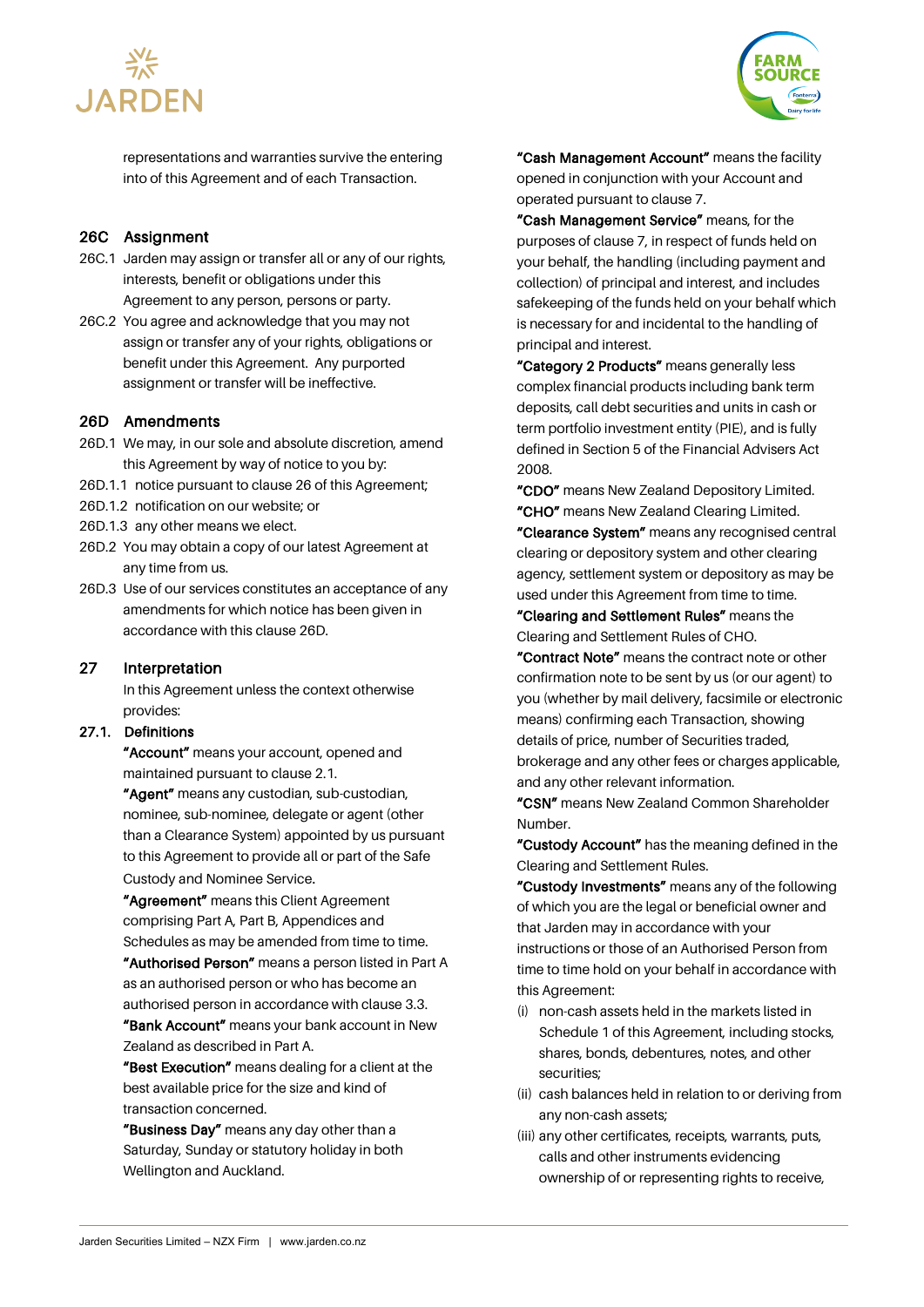representations and warranties survive the entering into of this Agreement and of each Transaction.

## 26C Assignment

26C.1 Jarden may assign or transfer all or any of our rights, interests, benefit or obligations under this Agreement to any person, persons or party.

26C.2 You agree and acknowledge that you may not assign or transfer any of your rights, obligations or benefit under this Agreement. Any purported assignment or transfer will be ineffective.

## 26D Amendments

26D.1 We may, in our sole and absolute discretion, amend this Agreement by way of notice to you by:

26D.1.1 notice pursuant to clause 26 of this Agreement;

26D.1.2 notification on our website; or

26D.1.3 any other means we elect.

26D.2 You may obtain a copy of our latest Agreement at any time from us.

26D.3 Use of our services constitutes an acceptance of any amendments for which notice has been given in accordance with this clause 26D.

## 27 Interpretation

In this Agreement unless the context otherwise provides:

### 27.1. Definitions

**"Account"** means your account, opened and maintained pursuant to clause 2.1.

**"Agent"** means any custodian, sub-custodian, nominee, sub-nominee, delegate or agent (other than a Clearance System) appointed by us pursuant to this Agreement to provide all or part of the Safe Custody and Nominee Service.

**"Agreement"** means this Client Agreement comprising Part A, Part B, Appendices and Schedules as may be amended from time to time.

**"Authorised Person"** means a person listed in Part A as an authorised person or who has become an authorised person in accordance with clause 3.3.

**"Bank Account"** means your bank account in New Zealand as described in Part A.

**"Best Execution"** means dealing for a client at the best available price for the size and kind of transaction concerned.

**"Business Day"** means any day other than a Saturday, Sunday or statutory holiday in both Wellington and Auckland.

**"Cash Management Account"** means the facility opened in conjunction with your Account and operated pursuant to clause 7.

**"Cash Management Service"** means, for the purposes of clause 7, in respect of funds held on your behalf, the handling (including payment and collection) of principal and interest, and includes safekeeping of the funds held on your behalf which is necessary for and incidental to the handling of principal and interest.

**"Category 2 Products"** means generally less complex financial products including bank term deposits, call debt securities and units in cash or term portfolio investment entity (PIE), and is fully defined in Section 5 of the Financial Advisers Act 2008.

**"CDO"** means New Zealand Depository Limited.

**"CHO"** means New Zealand Clearing Limited.

**"Clearance System"** means any recognised central clearing or depository system and other clearing agency, settlement system or depository as may be used under this Agreement from time to time.

**"Clearing and Settlement Rules"** means the Clearing and Settlement Rules of CHO.

**"Contract Note"** means the contract note or other confirmation note to be sent by us (or our agent) to you (whether by mail delivery, facsimile or electronic means) confirming each Transaction, showing details of price, number of Securities traded, brokerage and any other fees or charges applicable, and any other relevant information.

**"CSN"** means New Zealand Common Shareholder Number.

**"Custody Account"** has the meaning defined in the Clearing and Settlement Rules.

**"Custody Investments"** means any of the following of which you are the legal or beneficial owner and that Jarden may in accordance with your instructions or those of an Authorised Person from time to time hold on your behalf in accordance with this Agreement:

(i) non-cash assets held in the markets listed in Schedule 1 of this Agreement, including stocks, shares, bonds, debentures, notes, and other securities;

(ii) cash balances held in relation to or deriving from any non-cash assets;

(iii) any other certificates, receipts, warrants, puts, calls and other instruments evidencing ownership of or representing rights to receive,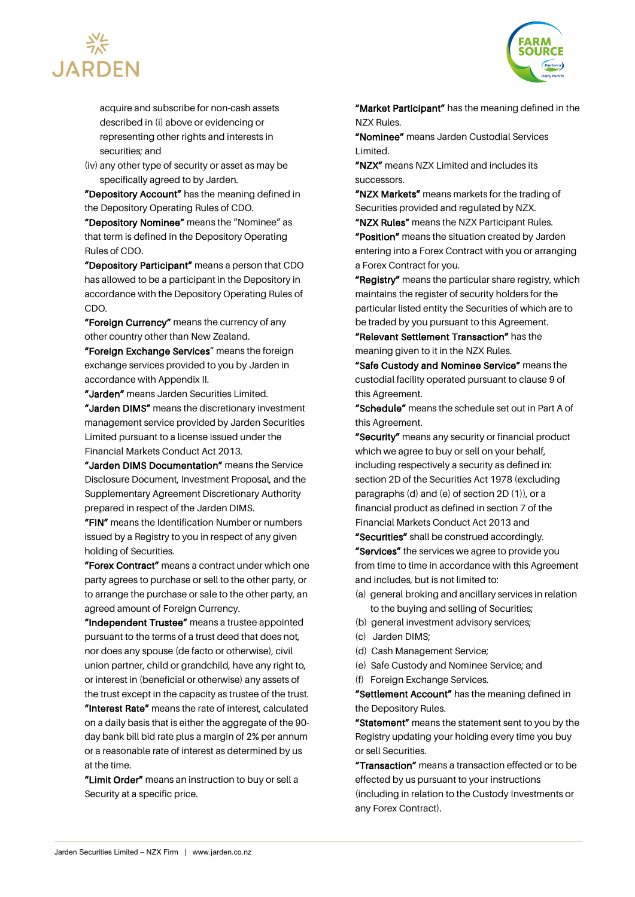acquire and subscribe for non-cash assets described in (i) above or evidencing or representing other rights and interests in securities; and

(iv) any other type of security or asset as may be specifically agreed to by Jarden.

**"Depository Account"** has the meaning defined in the Depository Operating Rules of CDO.

**"Depository Nominee"** means the "Nominee" as that term is defined in the Depository Operating Rules of CDO.

**"Depository Participant"** means a person that CDO has allowed to be a participant in the Depository in accordance with the Depository Operating Rules of CDO.

**"Foreign Currency"** means the currency of any other country other than New Zealand.

**"Foreign Exchange Services"** means the foreign exchange services provided to you by Jarden in accordance with Appendix II.

**"Jarden"** means Jarden Securities Limited.

**"Jarden DIMS"** means the discretionary investment management service provided by Jarden Securities Limited pursuant to a license issued under the Financial Markets Conduct Act 2013.

**"Jarden DIMS Documentation"** means the Service Disclosure Document, Investment Proposal, and the Supplementary Agreement Discretionary Authority prepared in respect of the Jarden DIMS.

**"FIN"** means the Identification Number or numbers issued by a Registry to you in respect of any given holding of Securities.

**"Forex Contract"** means a contract under which one party agrees to purchase or sell to the other party, or to arrange the purchase or sale to the other party, an agreed amount of Foreign Currency.

**"Independent Trustee"** means a trustee appointed pursuant to the terms of a trust deed that does not, nor does any spouse (de facto or otherwise), civil union partner, child or grandchild, have any right to, or interest in (beneficial or otherwise) any assets of the trust except in the capacity as trustee of the trust.

**"Interest Rate"** means the rate of interest, calculated on a daily basis that is either the aggregate of the 90-day bank bill bid rate plus a margin of 2% per annum or a reasonable rate of interest as determined by us at the time.

**"Limit Order"** means an instruction to buy or sell a Security at a specific price.

**"Market Participant"** has the meaning defined in the NZX Rules.

**"Nominee"** means Jarden Custodial Services Limited.

**"NZX"** means NZX Limited and includes its successors.

**"NZX Markets"** means markets for the trading of Securities provided and regulated by NZX.

**"NZX Rules"** means the NZX Participant Rules.

**"Position"** means the situation created by Jarden entering into a Forex Contract with you or arranging a Forex Contract for you.

**"Registry"** means the particular share registry, which maintains the register of security holders for the particular listed entity the Securities of which are to be traded by you pursuant to this Agreement.

**"Relevant Settlement Transaction"** has the meaning given to it in the NZX Rules.

**"Safe Custody and Nominee Service"** means the custodial facility operated pursuant to clause 9 of this Agreement.

**"Schedule"** means the schedule set out in Part A of this Agreement.

**"Security"** means any security or financial product which we agree to buy or sell on your behalf, including respectively a security as defined in: section 2D of the Securities Act 1978 (excluding paragraphs (d) and (e) of section 2D (1)), or a financial product as defined in section 7 of the Financial Markets Conduct Act 2013 and **"Securities"** shall be construed accordingly.

**"Services"** the services we agree to provide you from time to time in accordance with this Agreement and includes, but is not limited to:

(a) general broking and ancillary services in relation to the buying and selling of Securities;

(b) general investment advisory services;

(c) Jarden DIMS;

(d) Cash Management Service;

(e) Safe Custody and Nominee Service; and

(f) Foreign Exchange Services.

**"Settlement Account"** has the meaning defined in the Depository Rules.

**"Statement"** means the statement sent to you by the Registry updating your holding every time you buy or sell Securities.

**"Transaction"** means a transaction effected or to be effected by us pursuant to your instructions (including in relation to the Custody Investments or any Forex Contract).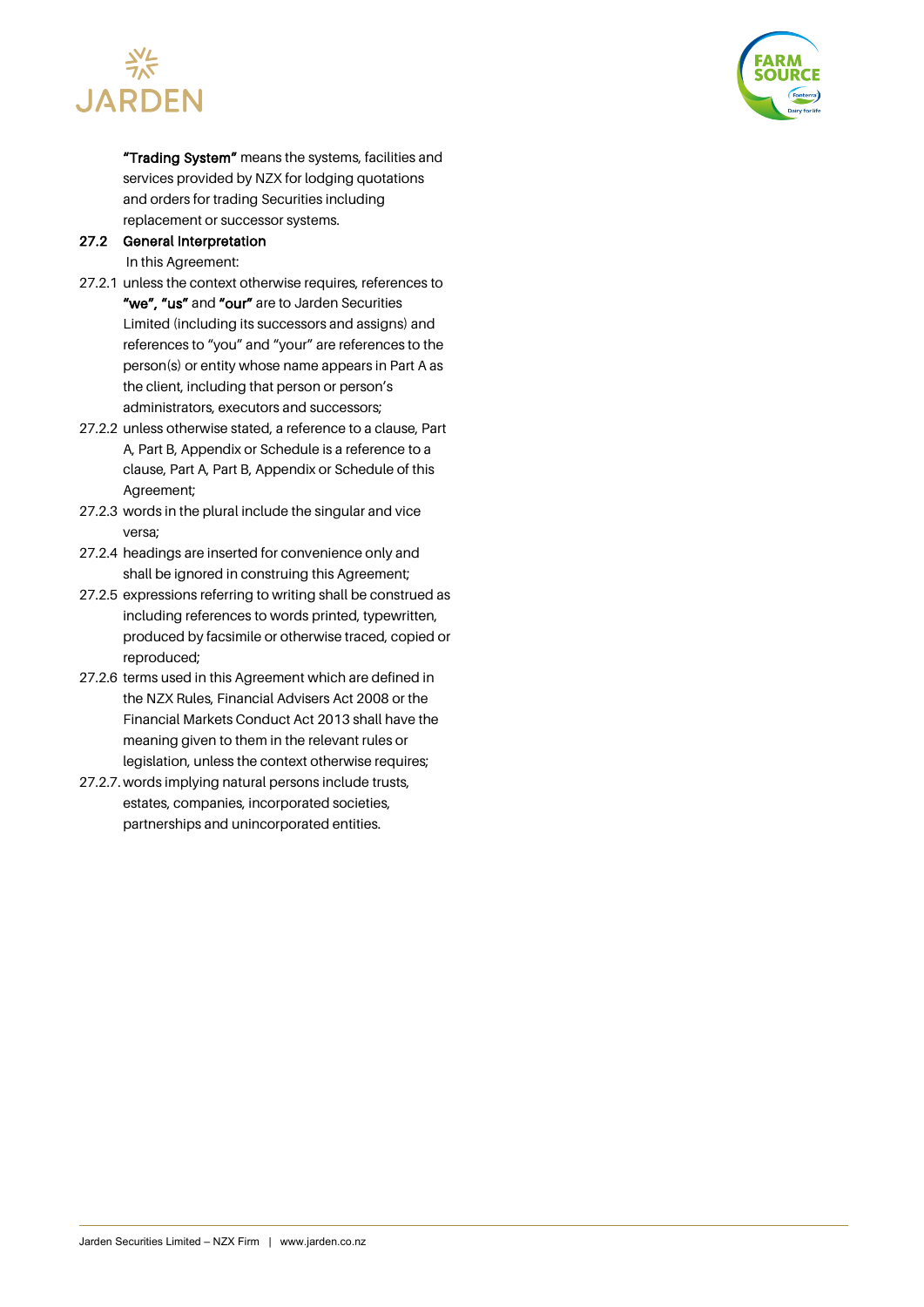**"Trading System"** means the systems, facilities and services provided by NZX for lodging quotations and orders for trading Securities including replacement or successor systems.

**27.2 General Interpretation**

In this Agreement:

27.2.1 unless the context otherwise requires, references to **"we", "us"** and **"our"** are to Jarden Securities Limited (including its successors and assigns) and references to "you" and "your" are references to the person(s) or entity whose name appears in Part A as the client, including that person or person's administrators, executors and successors;

27.2.2 unless otherwise stated, a reference to a clause, Part A, Part B, Appendix or Schedule is a reference to a clause, Part A, Part B, Appendix or Schedule of this Agreement;

27.2.3 words in the plural include the singular and vice versa;

27.2.4 headings are inserted for convenience only and shall be ignored in construing this Agreement;

27.2.5 expressions referring to writing shall be construed as including references to words printed, typewritten, produced by facsimile or otherwise traced, copied or reproduced;

27.2.6 terms used in this Agreement which are defined in the NZX Rules, Financial Advisers Act 2008 or the Financial Markets Conduct Act 2013 shall have the meaning given to them in the relevant rules or legislation, unless the context otherwise requires;

27.2.7. words implying natural persons include trusts, estates, companies, incorporated societies, partnerships and unincorporated entities.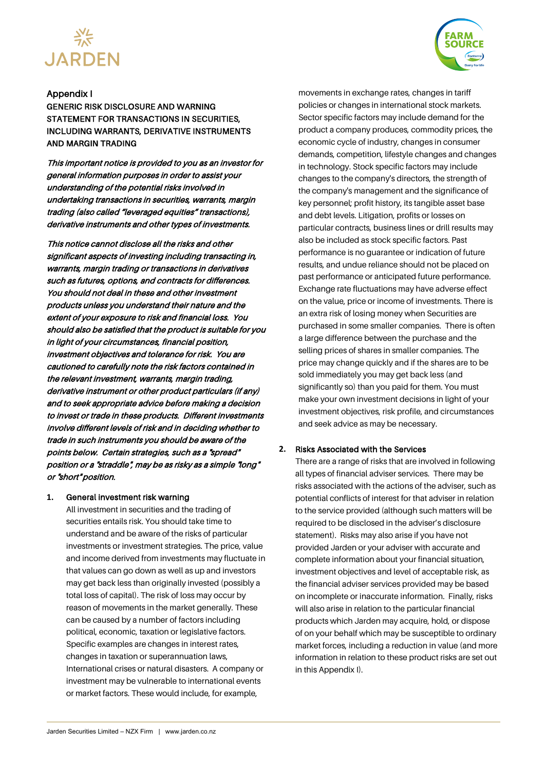## Appendix I

**GENERIC RISK DISCLOSURE AND WARNING STATEMENT FOR TRANSACTIONS IN SECURITIES, INCLUDING WARRANTS, DERIVATIVE INSTRUMENTS AND MARGIN TRADING**

*This important notice is provided to you as an investor for general information purposes in order to assist your understanding of the potential risks involved in undertaking transactions in securities, warrants, margin trading (also called "leveraged equities" transactions), derivative instruments and other types of investments.*

*This notice cannot disclose all the risks and other significant aspects of investing including transacting in, warrants, margin trading or transactions in derivatives such as futures, options, and contracts for differences. You should not deal in these and other investment products unless you understand their nature and the extent of your exposure to risk and financial loss. You should also be satisfied that the product is suitable for you in light of your circumstances, financial position, investment objectives and tolerance for risk. You are cautioned to carefully note the risk factors contained in the relevant investment, warrants, margin trading, derivative instrument or other product particulars (if any) and to seek appropriate advice before making a decision to invest or trade in these products. Different investments involve different levels of risk and in deciding whether to trade in such instruments you should be aware of the points below. Certain strategies, such as a "spread" position or a "straddle", may be as risky as a simple "long" or "short" position.*

**1. General investment risk warning**

All investment in securities and the trading of securities entails risk. You should take time to understand and be aware of the risks of particular investments or investment strategies. The price, value and income derived from investments may fluctuate in that values can go down as well as up and investors may get back less than originally invested (possibly a total loss of capital). The risk of loss may occur by reason of movements in the market generally. These can be caused by a number of factors including political, economic, taxation or legislative factors. Specific examples are changes in interest rates, changes in taxation or superannuation laws, International crises or natural disasters. A company or investment may be vulnerable to international events or market factors. These would include, for example, movements in exchange rates, changes in tariff policies or changes in international stock markets. Sector specific factors may include demand for the product a company produces, commodity prices, the economic cycle of industry, changes in consumer demands, competition, lifestyle changes and changes in technology. Stock specific factors may include changes to the company's directors, the strength of the company's management and the significance of key personnel; profit history, its tangible asset base and debt levels. Litigation, profits or losses on particular contracts, business lines or drill results may also be included as stock specific factors. Past performance is no guarantee or indication of future results, and undue reliance should not be placed on past performance or anticipated future performance. Exchange rate fluctuations may have adverse effect on the value, price or income of investments. There is an extra risk of losing money when Securities are purchased in some smaller companies. There is often a large difference between the purchase and the selling prices of shares in smaller companies. The price may change quickly and if the shares are to be sold immediately you may get back less (and significantly so) than you paid for them. You must make your own investment decisions in light of your investment objectives, risk profile, and circumstances and seek advice as may be necessary.

**2. Risks Associated with the Services**

There are a range of risks that are involved in following all types of financial adviser services. There may be risks associated with the actions of the adviser, such as potential conflicts of interest for that adviser in relation to the service provided (although such matters will be required to be disclosed in the adviser's disclosure statement). Risks may also arise if you have not provided Jarden or your adviser with accurate and complete information about your financial situation, investment objectives and level of acceptable risk, as the financial adviser services provided may be based on incomplete or inaccurate information. Finally, risks will also arise in relation to the particular financial products which Jarden may acquire, hold, or dispose of on your behalf which may be susceptible to ordinary market forces, including a reduction in value (and more information in relation to these product risks are set out in this Appendix I).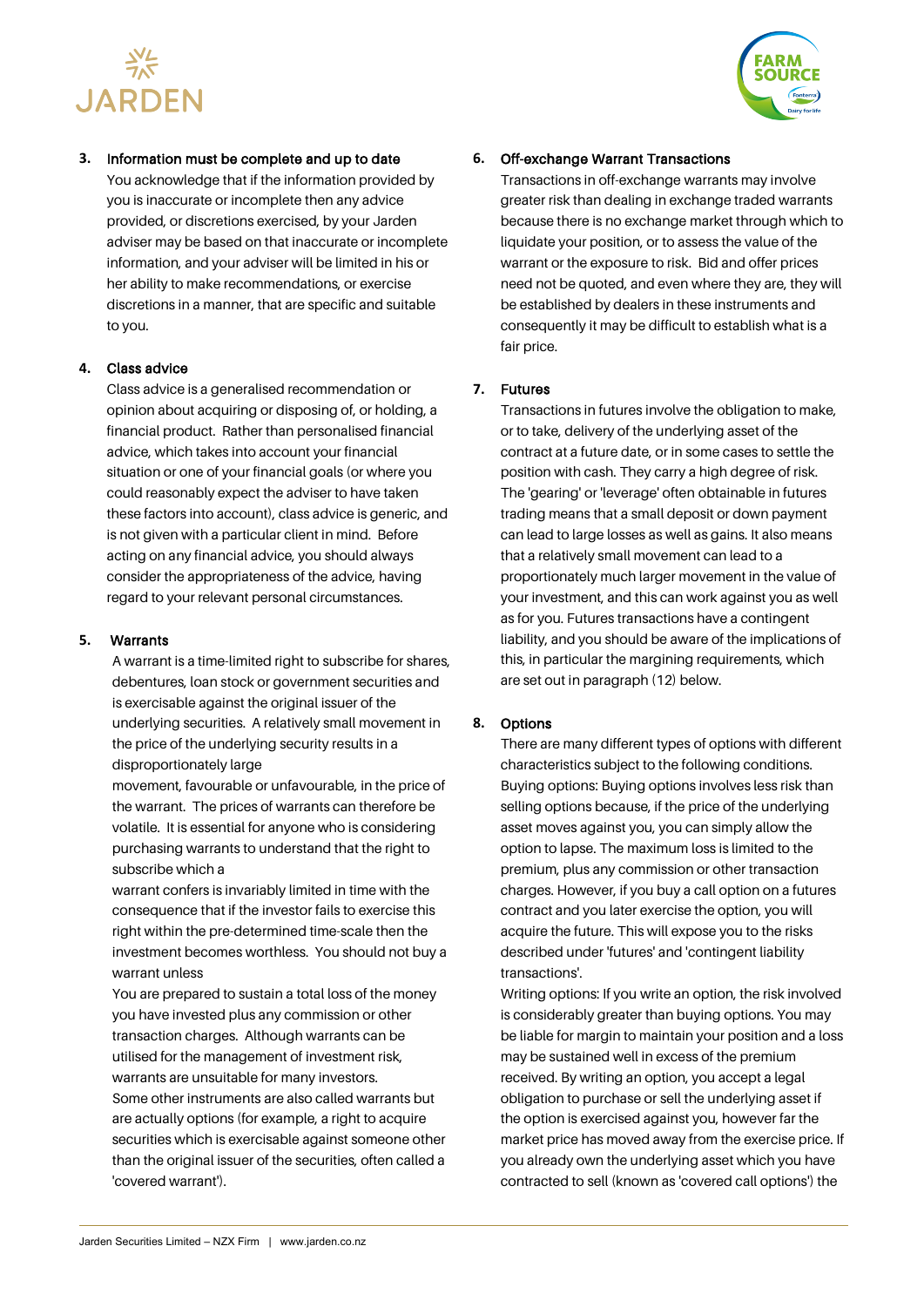**3. Information must be complete and up to date**

You acknowledge that if the information provided by you is inaccurate or incomplete then any advice provided, or discretions exercised, by your Jarden adviser may be based on that inaccurate or incomplete information, and your adviser will be limited in his or her ability to make recommendations, or exercise discretions in a manner, that are specific and suitable to you.

**4. Class advice**

Class advice is a generalised recommendation or opinion about acquiring or disposing of, or holding, a financial product. Rather than personalised financial advice, which takes into account your financial situation or one of your financial goals (or where you could reasonably expect the adviser to have taken these factors into account), class advice is generic, and is not given with a particular client in mind. Before acting on any financial advice, you should always consider the appropriateness of the advice, having regard to your relevant personal circumstances.

**5. Warrants**

A warrant is a time-limited right to subscribe for shares, debentures, loan stock or government securities and is exercisable against the original issuer of the underlying securities. A relatively small movement in the price of the underlying security results in a disproportionately large movement, favourable or unfavourable, in the price of the warrant. The prices of warrants can therefore be volatile. It is essential for anyone who is considering purchasing warrants to understand that the right to subscribe which a warrant confers is invariably limited in time with the consequence that if the investor fails to exercise this right within the pre-determined time-scale then the investment becomes worthless. You should not buy a warrant unless

You are prepared to sustain a total loss of the money you have invested plus any commission or other transaction charges. Although warrants can be utilised for the management of investment risk, warrants are unsuitable for many investors.

Some other instruments are also called warrants but are actually options (for example, a right to acquire securities which is exercisable against someone other than the original issuer of the securities, often called a 'covered warrant').

**6. Off-exchange Warrant Transactions**

Transactions in off-exchange warrants may involve greater risk than dealing in exchange traded warrants because there is no exchange market through which to liquidate your position, or to assess the value of the warrant or the exposure to risk. Bid and offer prices need not be quoted, and even where they are, they will be established by dealers in these instruments and consequently it may be difficult to establish what is a fair price.

**7. Futures**

Transactions in futures involve the obligation to make, or to take, delivery of the underlying asset of the contract at a future date, or in some cases to settle the position with cash. They carry a high degree of risk. The 'gearing' or 'leverage' often obtainable in futures trading means that a small deposit or down payment can lead to large losses as well as gains. It also means that a relatively small movement can lead to a proportionately much larger movement in the value of your investment, and this can work against you as well as for you. Futures transactions have a contingent liability, and you should be aware of the implications of this, in particular the margining requirements, which are set out in paragraph (12) below.

**8. Options**

There are many different types of options with different characteristics subject to the following conditions.

Buying options: Buying options involves less risk than selling options because, if the price of the underlying asset moves against you, you can simply allow the option to lapse. The maximum loss is limited to the premium, plus any commission or other transaction charges. However, if you buy a call option on a futures contract and you later exercise the option, you will acquire the future. This will expose you to the risks described under 'futures' and 'contingent liability transactions'.

Writing options: If you write an option, the risk involved is considerably greater than buying options. You may be liable for margin to maintain your position and a loss may be sustained well in excess of the premium received. By writing an option, you accept a legal obligation to purchase or sell the underlying asset if the option is exercised against you, however far the market price has moved away from the exercise price. If you already own the underlying asset which you have contracted to sell (known as 'covered call options') the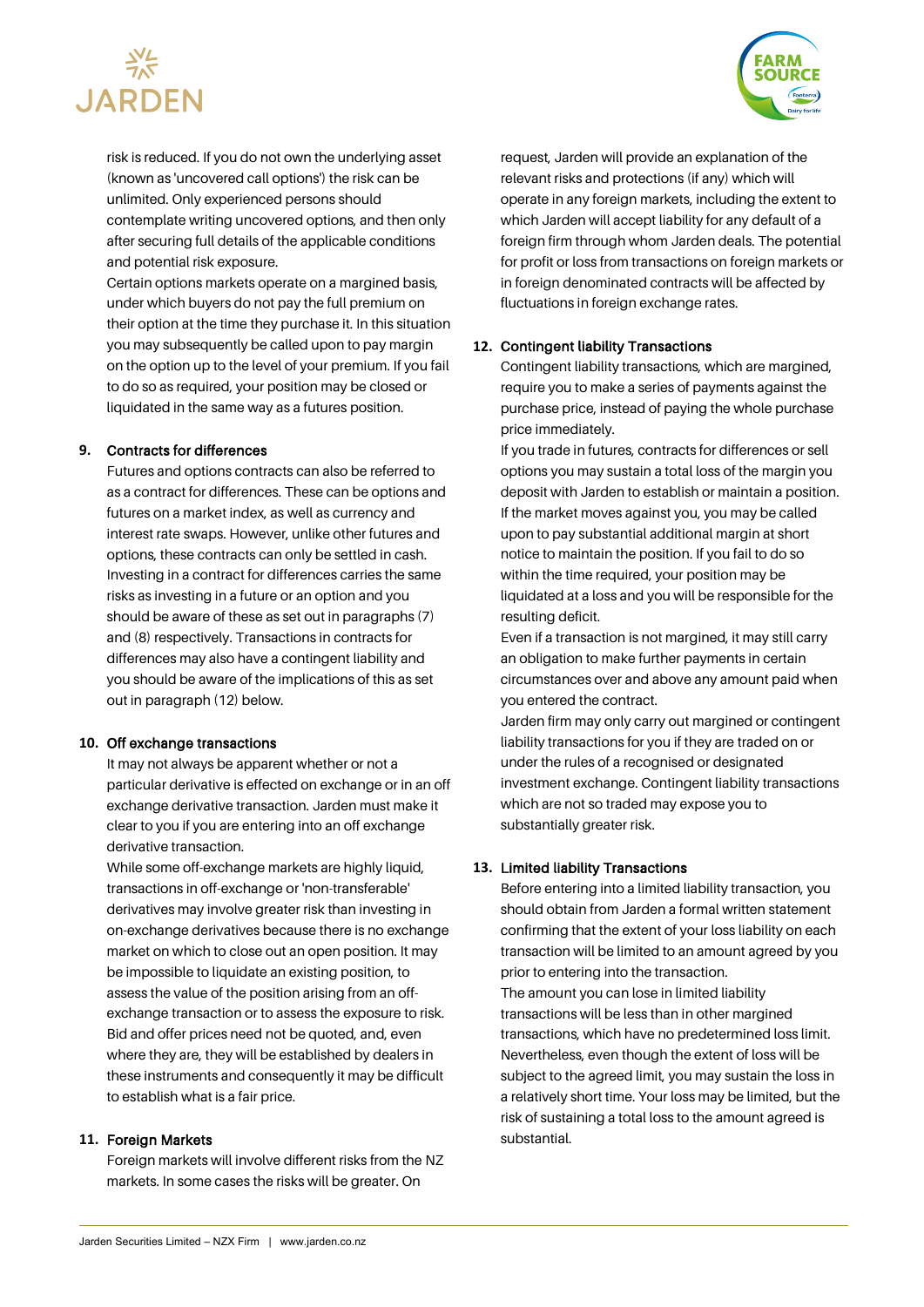risk is reduced. If you do not own the underlying asset (known as 'uncovered call options') the risk can be unlimited. Only experienced persons should contemplate writing uncovered options, and then only after securing full details of the applicable conditions and potential risk exposure.

Certain options markets operate on a margined basis, under which buyers do not pay the full premium on their option at the time they purchase it. In this situation you may subsequently be called upon to pay margin on the option up to the level of your premium. If you fail to do so as required, your position may be closed or liquidated in the same way as a futures position.

**9. Contracts for differences**

Futures and options contracts can also be referred to as a contract for differences. These can be options and futures on a market index, as well as currency and interest rate swaps. However, unlike other futures and options, these contracts can only be settled in cash. Investing in a contract for differences carries the same risks as investing in a future or an option and you should be aware of these as set out in paragraphs (7) and (8) respectively. Transactions in contracts for differences may also have a contingent liability and you should be aware of the implications of this as set out in paragraph (12) below.

**10. Off exchange transactions**

It may not always be apparent whether or not a particular derivative is effected on exchange or in an off exchange derivative transaction. Jarden must make it clear to you if you are entering into an off exchange derivative transaction.

While some off-exchange markets are highly liquid, transactions in off-exchange or 'non-transferable' derivatives may involve greater risk than investing in on-exchange derivatives because there is no exchange market on which to close out an open position. It may be impossible to liquidate an existing position, to assess the value of the position arising from an off-exchange transaction or to assess the exposure to risk. Bid and offer prices need not be quoted, and, even where they are, they will be established by dealers in these instruments and consequently it may be difficult to establish what is a fair price.

**11. Foreign Markets**

Foreign markets will involve different risks from the NZ markets. In some cases the risks will be greater. On request, Jarden will provide an explanation of the relevant risks and protections (if any) which will operate in any foreign markets, including the extent to which Jarden will accept liability for any default of a foreign firm through whom Jarden deals. The potential for profit or loss from transactions on foreign markets or in foreign denominated contracts will be affected by fluctuations in foreign exchange rates.

**12. Contingent liability Transactions**

Contingent liability transactions, which are margined, require you to make a series of payments against the purchase price, instead of paying the whole purchase price immediately.

If you trade in futures, contracts for differences or sell options you may sustain a total loss of the margin you deposit with Jarden to establish or maintain a position. If the market moves against you, you may be called upon to pay substantial additional margin at short notice to maintain the position. If you fail to do so within the time required, your position may be liquidated at a loss and you will be responsible for the resulting deficit.

Even if a transaction is not margined, it may still carry an obligation to make further payments in certain circumstances over and above any amount paid when you entered the contract.

Jarden firm may only carry out margined or contingent liability transactions for you if they are traded on or under the rules of a recognised or designated investment exchange. Contingent liability transactions which are not so traded may expose you to substantially greater risk.

**13. Limited liability Transactions**

Before entering into a limited liability transaction, you should obtain from Jarden a formal written statement confirming that the extent of your loss liability on each transaction will be limited to an amount agreed by you prior to entering into the transaction.

The amount you can lose in limited liability transactions will be less than in other margined transactions, which have no predetermined loss limit. Nevertheless, even though the extent of loss will be subject to the agreed limit, you may sustain the loss in a relatively short time. Your loss may be limited, but the risk of sustaining a total loss to the amount agreed is substantial.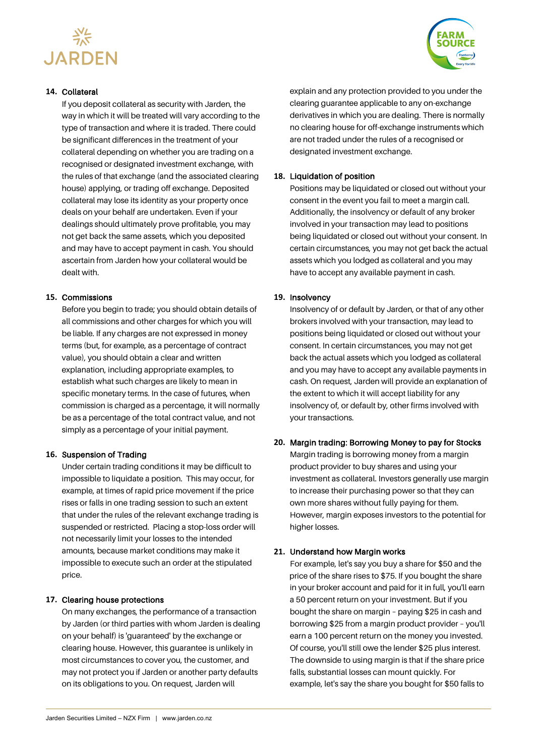**14. Collateral**

If you deposit collateral as security with Jarden, the way in which it will be treated will vary according to the type of transaction and where it is traded. There could be significant differences in the treatment of your collateral depending on whether you are trading on a recognised or designated investment exchange, with the rules of that exchange (and the associated clearing house) applying, or trading off exchange. Deposited collateral may lose its identity as your property once deals on your behalf are undertaken. Even if your dealings should ultimately prove profitable, you may not get back the same assets, which you deposited and may have to accept payment in cash. You should ascertain from Jarden how your collateral would be dealt with.

**15. Commissions**

Before you begin to trade; you should obtain details of all commissions and other charges for which you will be liable. If any charges are not expressed in money terms (but, for example, as a percentage of contract value), you should obtain a clear and written explanation, including appropriate examples, to establish what such charges are likely to mean in specific monetary terms. In the case of futures, when commission is charged as a percentage, it will normally be as a percentage of the total contract value, and not simply as a percentage of your initial payment.

**16. Suspension of Trading**

Under certain trading conditions it may be difficult to impossible to liquidate a position. This may occur, for example, at times of rapid price movement if the price rises or falls in one trading session to such an extent that under the rules of the relevant exchange trading is suspended or restricted. Placing a stop-loss order will not necessarily limit your losses to the intended amounts, because market conditions may make it impossible to execute such an order at the stipulated price.

**17. Clearing house protections**

On many exchanges, the performance of a transaction by Jarden (or third parties with whom Jarden is dealing on your behalf) is 'guaranteed' by the exchange or clearing house. However, this guarantee is unlikely in most circumstances to cover you, the customer, and may not protect you if Jarden or another party defaults on its obligations to you. On request, Jarden will explain and any protection provided to you under the clearing guarantee applicable to any on-exchange derivatives in which you are dealing. There is normally no clearing house for off-exchange instruments which are not traded under the rules of a recognised or designated investment exchange.

**18. Liquidation of position**

Positions may be liquidated or closed out without your consent in the event you fail to meet a margin call. Additionally, the insolvency or default of any broker involved in your transaction may lead to positions being liquidated or closed out without your consent. In certain circumstances, you may not get back the actual assets which you lodged as collateral and you may have to accept any available payment in cash.

**19. Insolvency**

Insolvency of or default by Jarden, or that of any other brokers involved with your transaction, may lead to positions being liquidated or closed out without your consent. In certain circumstances, you may not get back the actual assets which you lodged as collateral and you may have to accept any available payments in cash. On request, Jarden will provide an explanation of the extent to which it will accept liability for any insolvency of, or default by, other firms involved with your transactions.

**20. Margin trading: Borrowing Money to pay for Stocks**

Margin trading is borrowing money from a margin product provider to buy shares and using your investment as collateral. Investors generally use margin to increase their purchasing power so that they can own more shares without fully paying for them. However, margin exposes investors to the potential for higher losses.

**21. Understand how Margin works**

For example, let's say you buy a share for $50 and the price of the share rises to $75. If you bought the share in your broker account and paid for it in full, you'll earn a 50 percent return on your investment. But if you bought the share on margin – paying $25 in cash and borrowing $25 from a margin product provider – you'll earn a 100 percent return on the money you invested. Of course, you'll still owe the lender $25 plus interest. The downside to using margin is that if the share price falls, substantial losses can mount quickly. For example, let's say the share you bought for $50 falls to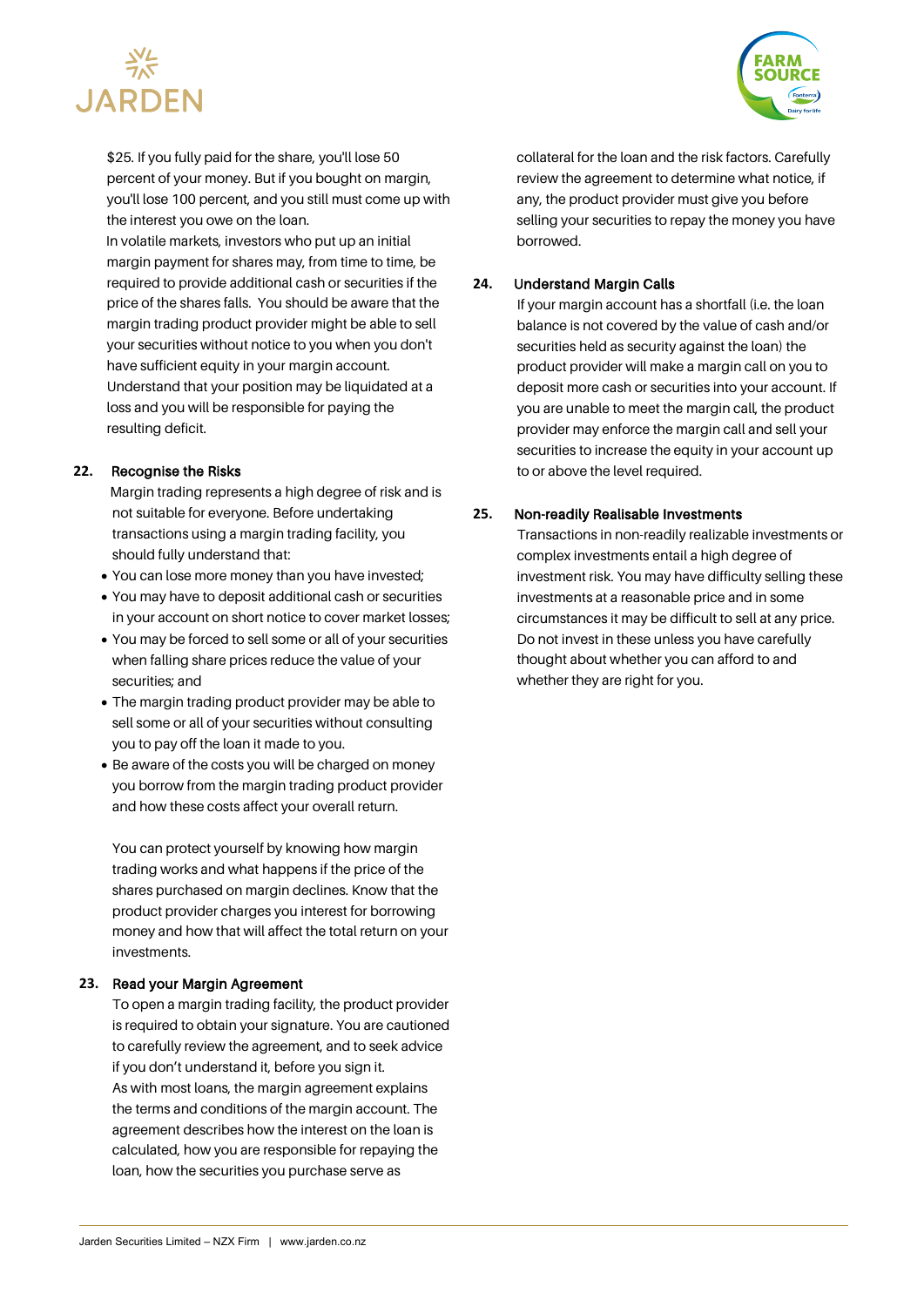$25. If you fully paid for the share, you'll lose 50 percent of your money. But if you bought on margin, you'll lose 100 percent, and you still must come up with the interest you owe on the loan.

In volatile markets, investors who put up an initial margin payment for shares may, from time to time, be required to provide additional cash or securities if the price of the shares falls. You should be aware that the margin trading product provider might be able to sell your securities without notice to you when you don't have sufficient equity in your margin account. Understand that your position may be liquidated at a loss and you will be responsible for paying the resulting deficit.

## 22. Recognise the Risks

Margin trading represents a high degree of risk and is not suitable for everyone. Before undertaking transactions using a margin trading facility, you should fully understand that:

- You can lose more money than you have invested;
- You may have to deposit additional cash or securities in your account on short notice to cover market losses;
- You may be forced to sell some or all of your securities when falling share prices reduce the value of your securities; and
- The margin trading product provider may be able to sell some or all of your securities without consulting you to pay off the loan it made to you.
- Be aware of the costs you will be charged on money you borrow from the margin trading product provider and how these costs affect your overall return.

You can protect yourself by knowing how margin trading works and what happens if the price of the shares purchased on margin declines. Know that the product provider charges you interest for borrowing money and how that will affect the total return on your investments.

## 23. Read your Margin Agreement

To open a margin trading facility, the product provider is required to obtain your signature. You are cautioned to carefully review the agreement, and to seek advice if you don't understand it, before you sign it.

As with most loans, the margin agreement explains the terms and conditions of the margin account. The agreement describes how the interest on the loan is calculated, how you are responsible for repaying the loan, how the securities you purchase serve as collateral for the loan and the risk factors. Carefully review the agreement to determine what notice, if any, the product provider must give you before selling your securities to repay the money you have borrowed.

## 24. Understand Margin Calls

If your margin account has a shortfall (i.e. the loan balance is not covered by the value of cash and/or securities held as security against the loan) the product provider will make a margin call on you to deposit more cash or securities into your account. If you are unable to meet the margin call, the product provider may enforce the margin call and sell your securities to increase the equity in your account up to or above the level required.

## 25. Non-readily Realisable Investments

Transactions in non-readily realizable investments or complex investments entail a high degree of investment risk. You may have difficulty selling these investments at a reasonable price and in some circumstances it may be difficult to sell at any price. Do not invest in these unless you have carefully thought about whether you can afford to and whether they are right for you.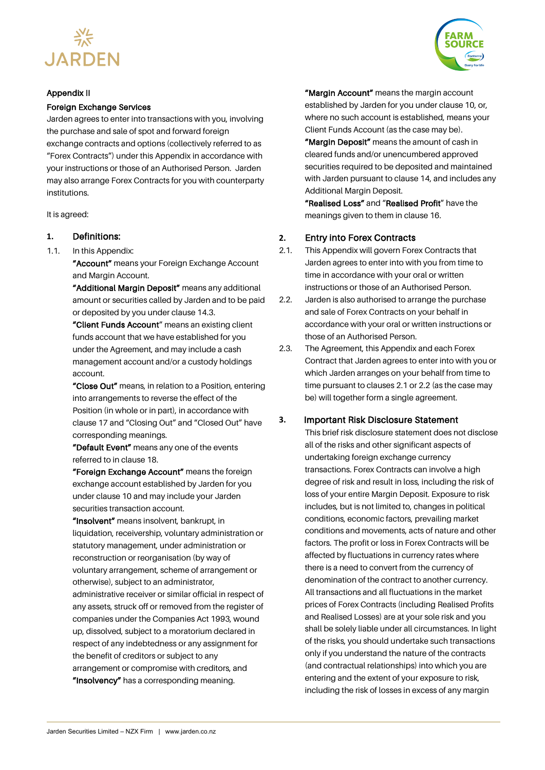## Appendix II

### Foreign Exchange Services

Jarden agrees to enter into transactions with you, involving the purchase and sale of spot and forward foreign exchange contracts and options (collectively referred to as "Forex Contracts") under this Appendix in accordance with your instructions or those of an Authorised Person. Jarden may also arrange Forex Contracts for you with counterparty institutions.

It is agreed:

### 1. Definitions:

1.1. In this Appendix:

**"Account"** means your Foreign Exchange Account and Margin Account.

**"Additional Margin Deposit"** means any additional amount or securities called by Jarden and to be paid or deposited by you under clause 14.3.

**"Client Funds Account"** means an existing client funds account that we have established for you under the Agreement, and may include a cash management account and/or a custody holdings account.

**"Close Out"** means, in relation to a Position, entering into arrangements to reverse the effect of the Position (in whole or in part), in accordance with clause 17 and "Closing Out" and "Closed Out" have corresponding meanings.

**"Default Event"** means any one of the events referred to in clause 18.

**"Foreign Exchange Account"** means the foreign exchange account established by Jarden for you under clause 10 and may include your Jarden securities transaction account.

**"Insolvent"** means insolvent, bankrupt, in liquidation, receivership, voluntary administration or statutory management, under administration or reconstruction or reorganisation (by way of voluntary arrangement, scheme of arrangement or otherwise), subject to an administrator, administrative receiver or similar official in respect of any assets, struck off or removed from the register of companies under the Companies Act 1993, wound up, dissolved, subject to a moratorium declared in respect of any indebtedness or any assignment for the benefit of creditors or subject to any arrangement or compromise with creditors, and **"Insolvency"** has a corresponding meaning.

**"Margin Account"** means the margin account established by Jarden for you under clause 10, or, where no such account is established, means your Client Funds Account (as the case may be).

**"Margin Deposit"** means the amount of cash in cleared funds and/or unencumbered approved securities required to be deposited and maintained with Jarden pursuant to clause 14, and includes any Additional Margin Deposit.

**"Realised Loss"** and "**Realised Profit**" have the meanings given to them in clause 16.

### 2. Entry into Forex Contracts

2.1. This Appendix will govern Forex Contracts that Jarden agrees to enter into with you from time to time in accordance with your oral or written instructions or those of an Authorised Person.

2.2. Jarden is also authorised to arrange the purchase and sale of Forex Contracts on your behalf in accordance with your oral or written instructions or those of an Authorised Person.

2.3. The Agreement, this Appendix and each Forex Contract that Jarden agrees to enter into with you or which Jarden arranges on your behalf from time to time pursuant to clauses 2.1 or 2.2 (as the case may be) will together form a single agreement.

### 3. Important Risk Disclosure Statement

This brief risk disclosure statement does not disclose all of the risks and other significant aspects of undertaking foreign exchange currency transactions. Forex Contracts can involve a high degree of risk and result in loss, including the risk of loss of your entire Margin Deposit. Exposure to risk includes, but is not limited to, changes in political conditions, economic factors, prevailing market conditions and movements, acts of nature and other factors. The profit or loss in Forex Contracts will be affected by fluctuations in currency rates where there is a need to convert from the currency of denomination of the contract to another currency. All transactions and all fluctuations in the market prices of Forex Contracts (including Realised Profits and Realised Losses) are at your sole risk and you shall be solely liable under all circumstances. In light of the risks, you should undertake such transactions only if you understand the nature of the contracts (and contractual relationships) into which you are entering and the extent of your exposure to risk, including the risk of losses in excess of any margin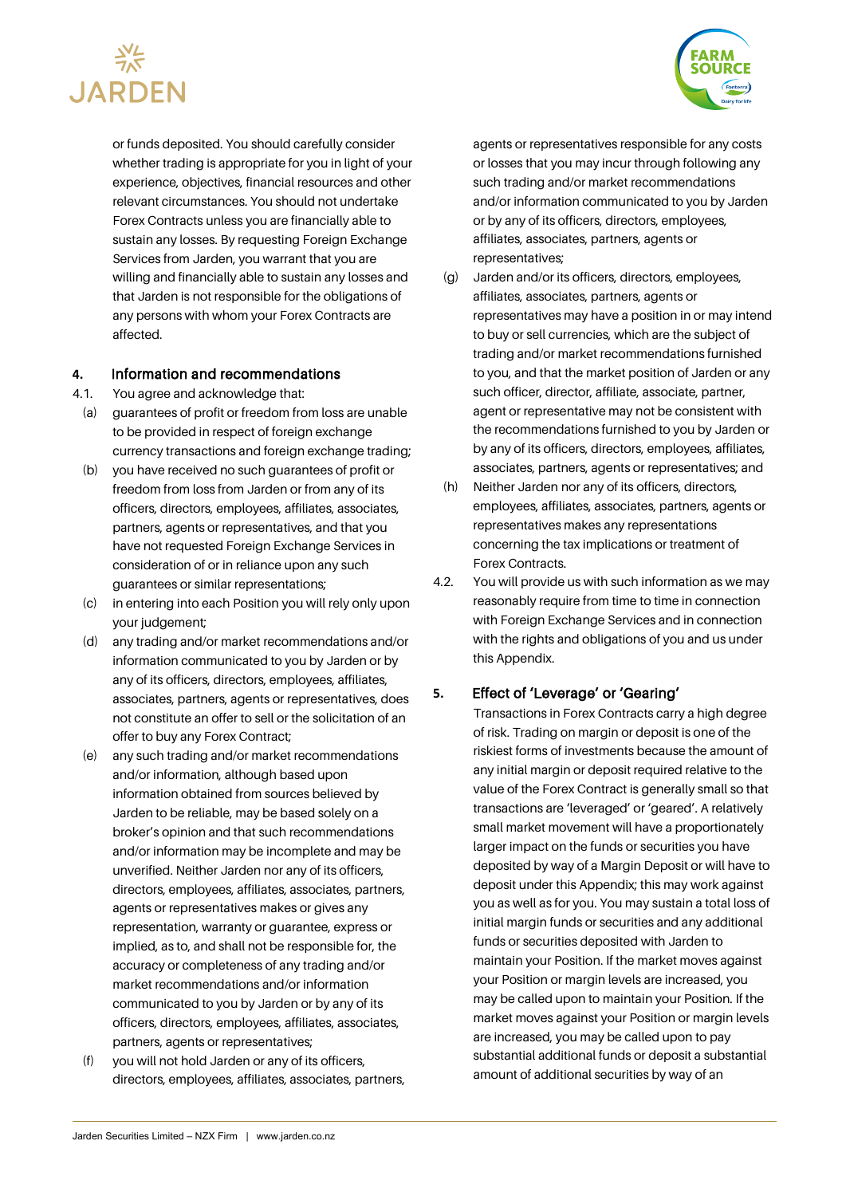or funds deposited. You should carefully consider whether trading is appropriate for you in light of your experience, objectives, financial resources and other relevant circumstances. You should not undertake Forex Contracts unless you are financially able to sustain any losses. By requesting Foreign Exchange Services from Jarden, you warrant that you are willing and financially able to sustain any losses and that Jarden is not responsible for the obligations of any persons with whom your Forex Contracts are affected.

## 4. Information and recommendations

4.1. You agree and acknowledge that:

(a) guarantees of profit or freedom from loss are unable to be provided in respect of foreign exchange currency transactions and foreign exchange trading;

(b) you have received no such guarantees of profit or freedom from loss from Jarden or from any of its officers, directors, employees, affiliates, associates, partners, agents or representatives, and that you have not requested Foreign Exchange Services in consideration of or in reliance upon any such guarantees or similar representations;

(c) in entering into each Position you will rely only upon your judgement;

(d) any trading and/or market recommendations and/or information communicated to you by Jarden or by any of its officers, directors, employees, affiliates, associates, partners, agents or representatives, does not constitute an offer to sell or the solicitation of an offer to buy any Forex Contract;

(e) any such trading and/or market recommendations and/or information, although based upon information obtained from sources believed by Jarden to be reliable, may be based solely on a broker's opinion and that such recommendations and/or information may be incomplete and may be unverified. Neither Jarden nor any of its officers, directors, employees, affiliates, associates, partners, agents or representatives makes or gives any representation, warranty or guarantee, express or implied, as to, and shall not be responsible for, the accuracy or completeness of any trading and/or market recommendations and/or information communicated to you by Jarden or by any of its officers, directors, employees, affiliates, associates, partners, agents or representatives;

(f) you will not hold Jarden or any of its officers, directors, employees, affiliates, associates, partners, agents or representatives responsible for any costs or losses that you may incur through following any such trading and/or market recommendations and/or information communicated to you by Jarden or by any of its officers, directors, employees, affiliates, associates, partners, agents or representatives;

(g) Jarden and/or its officers, directors, employees, affiliates, associates, partners, agents or representatives may have a position in or may intend to buy or sell currencies, which are the subject of trading and/or market recommendations furnished to you, and that the market position of Jarden or any such officer, director, affiliate, associate, partner, agent or representative may not be consistent with the recommendations furnished to you by Jarden or by any of its officers, directors, employees, affiliates, associates, partners, agents or representatives; and

(h) Neither Jarden nor any of its officers, directors, employees, affiliates, associates, partners, agents or representatives makes any representations concerning the tax implications or treatment of Forex Contracts.

4.2. You will provide us with such information as we may reasonably require from time to time in connection with Foreign Exchange Services and in connection with the rights and obligations of you and us under this Appendix.

## 5. Effect of 'Leverage' or 'Gearing'

Transactions in Forex Contracts carry a high degree of risk. Trading on margin or deposit is one of the riskiest forms of investments because the amount of any initial margin or deposit required relative to the value of the Forex Contract is generally small so that transactions are 'leveraged' or 'geared'. A relatively small market movement will have a proportionately larger impact on the funds or securities you have deposited by way of a Margin Deposit or will have to deposit under this Appendix; this may work against you as well as for you. You may sustain a total loss of initial margin funds or securities and any additional funds or securities deposited with Jarden to maintain your Position. If the market moves against your Position or margin levels are increased, you may be called upon to maintain your Position. If the market moves against your Position or margin levels are increased, you may be called upon to pay substantial additional funds or deposit a substantial amount of additional securities by way of an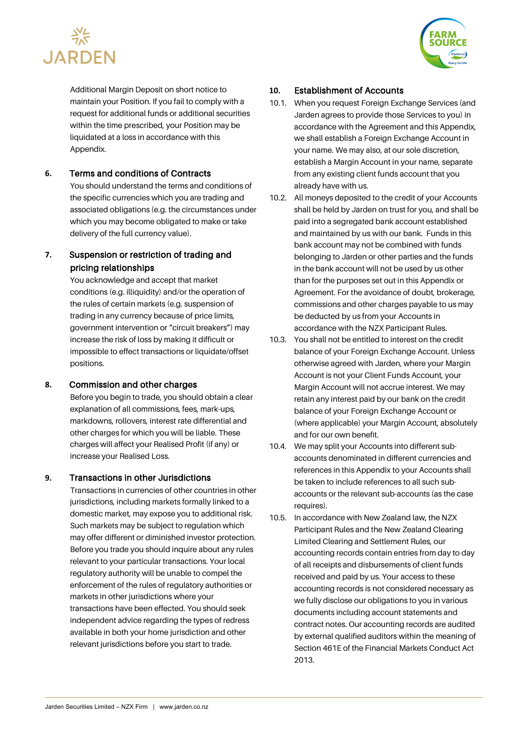Additional Margin Deposit on short notice to maintain your Position. If you fail to comply with a request for additional funds or additional securities within the time prescribed, your Position may be liquidated at a loss in accordance with this Appendix.

## 6. Terms and conditions of Contracts

You should understand the terms and conditions of the specific currencies which you are trading and associated obligations (e.g. the circumstances under which you may become obligated to make or take delivery of the full currency value).

## 7. Suspension or restriction of trading and pricing relationships

You acknowledge and accept that market conditions (e.g. illiquidity) and/or the operation of the rules of certain markets (e.g. suspension of trading in any currency because of price limits, government intervention or "circuit breakers") may increase the risk of loss by making it difficult or impossible to effect transactions or liquidate/offset positions.

## 8. Commission and other charges

Before you begin to trade, you should obtain a clear explanation of all commissions, fees, mark-ups, markdowns, rollovers, interest rate differential and other charges for which you will be liable. These charges will affect your Realised Profit (if any) or increase your Realised Loss.

## 9. Transactions in other Jurisdictions

Transactions in currencies of other countries in other jurisdictions, including markets formally linked to a domestic market, may expose you to additional risk. Such markets may be subject to regulation which may offer different or diminished investor protection. Before you trade you should inquire about any rules relevant to your particular transactions. Your local regulatory authority will be unable to compel the enforcement of the rules of regulatory authorities or markets in other jurisdictions where your transactions have been effected. You should seek independent advice regarding the types of redress available in both your home jurisdiction and other relevant jurisdictions before you start to trade.

## 10. Establishment of Accounts

10.1. When you request Foreign Exchange Services (and Jarden agrees to provide those Services to you) in accordance with the Agreement and this Appendix, we shall establish a Foreign Exchange Account in your name. We may also, at our sole discretion, establish a Margin Account in your name, separate from any existing client funds account that you already have with us.

10.2. All moneys deposited to the credit of your Accounts shall be held by Jarden on trust for you, and shall be paid into a segregated bank account established and maintained by us with our bank. Funds in this bank account may not be combined with funds belonging to Jarden or other parties and the funds in the bank account will not be used by us other than for the purposes set out in this Appendix or Agreement. For the avoidance of doubt, brokerage, commissions and other charges payable to us may be deducted by us from your Accounts in accordance with the NZX Participant Rules.

10.3. You shall not be entitled to interest on the credit balance of your Foreign Exchange Account. Unless otherwise agreed with Jarden, where your Margin Account is not your Client Funds Account, your Margin Account will not accrue interest. We may retain any interest paid by our bank on the credit balance of your Foreign Exchange Account or (where applicable) your Margin Account, absolutely and for our own benefit.

10.4. We may split your Accounts into different sub-accounts denominated in different currencies and references in this Appendix to your Accounts shall be taken to include references to all such sub-accounts or the relevant sub-accounts (as the case requires).

10.5. In accordance with New Zealand law, the NZX Participant Rules and the New Zealand Clearing Limited Clearing and Settlement Rules, our accounting records contain entries from day to day of all receipts and disbursements of client funds received and paid by us. Your access to these accounting records is not considered necessary as we fully disclose our obligations to you in various documents including account statements and contract notes. Our accounting records are audited by external qualified auditors within the meaning of Section 461E of the Financial Markets Conduct Act 2013.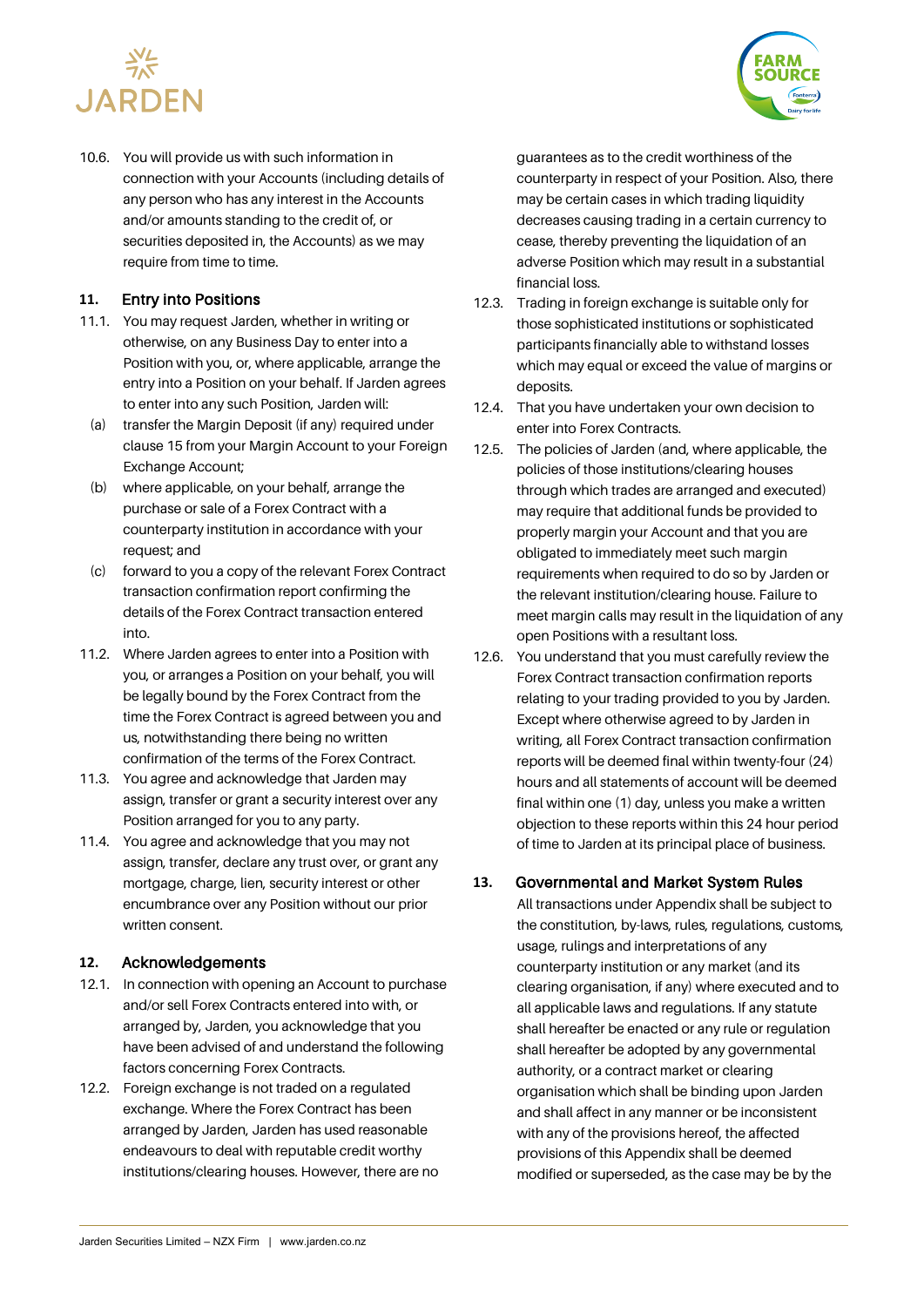10.6. You will provide us with such information in connection with your Accounts (including details of any person who has any interest in the Accounts and/or amounts standing to the credit of, or securities deposited in, the Accounts) as we may require from time to time.

## 11. Entry into Positions

11.1. You may request Jarden, whether in writing or otherwise, on any Business Day to enter into a Position with you, or, where applicable, arrange the entry into a Position on your behalf. If Jarden agrees to enter into any such Position, Jarden will:

(a) transfer the Margin Deposit (if any) required under clause 15 from your Margin Account to your Foreign Exchange Account;

(b) where applicable, on your behalf, arrange the purchase or sale of a Forex Contract with a counterparty institution in accordance with your request; and

(c) forward to you a copy of the relevant Forex Contract transaction confirmation report confirming the details of the Forex Contract transaction entered into.

11.2. Where Jarden agrees to enter into a Position with you, or arranges a Position on your behalf, you will be legally bound by the Forex Contract from the time the Forex Contract is agreed between you and us, notwithstanding there being no written confirmation of the terms of the Forex Contract.

11.3. You agree and acknowledge that Jarden may assign, transfer or grant a security interest over any Position arranged for you to any party.

11.4. You agree and acknowledge that you may not assign, transfer, declare any trust over, or grant any mortgage, charge, lien, security interest or other encumbrance over any Position without our prior written consent.

## 12. Acknowledgements

12.1. In connection with opening an Account to purchase and/or sell Forex Contracts entered into with, or arranged by, Jarden, you acknowledge that you have been advised of and understand the following factors concerning Forex Contracts.

12.2. Foreign exchange is not traded on a regulated exchange. Where the Forex Contract has been arranged by Jarden, Jarden has used reasonable endeavours to deal with reputable credit worthy institutions/clearing houses. However, there are no guarantees as to the credit worthiness of the counterparty in respect of your Position. Also, there may be certain cases in which trading liquidity decreases causing trading in a certain currency to cease, thereby preventing the liquidation of an adverse Position which may result in a substantial financial loss.

12.3. Trading in foreign exchange is suitable only for those sophisticated institutions or sophisticated participants financially able to withstand losses which may equal or exceed the value of margins or deposits.

12.4. That you have undertaken your own decision to enter into Forex Contracts.

12.5. The policies of Jarden (and, where applicable, the policies of those institutions/clearing houses through which trades are arranged and executed) may require that additional funds be provided to properly margin your Account and that you are obligated to immediately meet such margin requirements when required to do so by Jarden or the relevant institution/clearing house. Failure to meet margin calls may result in the liquidation of any open Positions with a resultant loss.

12.6. You understand that you must carefully review the Forex Contract transaction confirmation reports relating to your trading provided to you by Jarden. Except where otherwise agreed to by Jarden in writing, all Forex Contract transaction confirmation reports will be deemed final within twenty-four (24) hours and all statements of account will be deemed final within one (1) day, unless you make a written objection to these reports within this 24 hour period of time to Jarden at its principal place of business.

## 13. Governmental and Market System Rules

All transactions under Appendix shall be subject to the constitution, by-laws, rules, regulations, customs, usage, rulings and interpretations of any counterparty institution or any market (and its clearing organisation, if any) where executed and to all applicable laws and regulations. If any statute shall hereafter be enacted or any rule or regulation shall hereafter be adopted by any governmental authority, or a contract market or clearing organisation which shall be binding upon Jarden and shall affect in any manner or be inconsistent with any of the provisions hereof, the affected provisions of this Appendix shall be deemed modified or superseded, as the case may be by the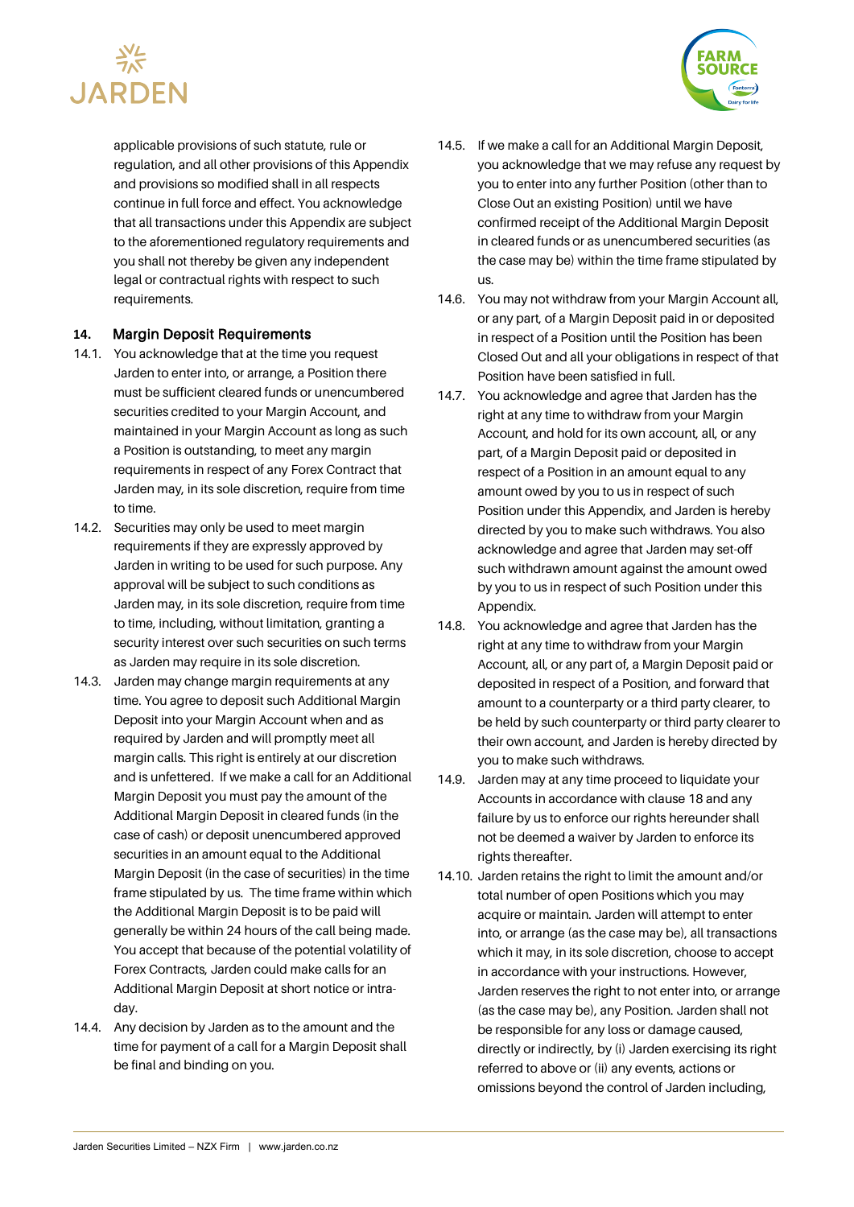applicable provisions of such statute, rule or regulation, and all other provisions of this Appendix and provisions so modified shall in all respects continue in full force and effect. You acknowledge that all transactions under this Appendix are subject to the aforementioned regulatory requirements and you shall not thereby be given any independent legal or contractual rights with respect to such requirements.

## 14. Margin Deposit Requirements

14.1. You acknowledge that at the time you request Jarden to enter into, or arrange, a Position there must be sufficient cleared funds or unencumbered securities credited to your Margin Account, and maintained in your Margin Account as long as such a Position is outstanding, to meet any margin requirements in respect of any Forex Contract that Jarden may, in its sole discretion, require from time to time.

14.2. Securities may only be used to meet margin requirements if they are expressly approved by Jarden in writing to be used for such purpose. Any approval will be subject to such conditions as Jarden may, in its sole discretion, require from time to time, including, without limitation, granting a security interest over such securities on such terms as Jarden may require in its sole discretion.

14.3. Jarden may change margin requirements at any time. You agree to deposit such Additional Margin Deposit into your Margin Account when and as required by Jarden and will promptly meet all margin calls. This right is entirely at our discretion and is unfettered. If we make a call for an Additional Margin Deposit you must pay the amount of the Additional Margin Deposit in cleared funds (in the case of cash) or deposit unencumbered approved securities in an amount equal to the Additional Margin Deposit (in the case of securities) in the time frame stipulated by us. The time frame within which the Additional Margin Deposit is to be paid will generally be within 24 hours of the call being made. You accept that because of the potential volatility of Forex Contracts, Jarden could make calls for an Additional Margin Deposit at short notice or intra-day.

14.4. Any decision by Jarden as to the amount and the time for payment of a call for a Margin Deposit shall be final and binding on you.

14.5. If we make a call for an Additional Margin Deposit, you acknowledge that we may refuse any request by you to enter into any further Position (other than to Close Out an existing Position) until we have confirmed receipt of the Additional Margin Deposit in cleared funds or as unencumbered securities (as the case may be) within the time frame stipulated by us.

14.6. You may not withdraw from your Margin Account all, or any part, of a Margin Deposit paid in or deposited in respect of a Position until the Position has been Closed Out and all your obligations in respect of that Position have been satisfied in full.

14.7. You acknowledge and agree that Jarden has the right at any time to withdraw from your Margin Account, and hold for its own account, all, or any part, of a Margin Deposit paid or deposited in respect of a Position in an amount equal to any amount owed by you to us in respect of such Position under this Appendix, and Jarden is hereby directed by you to make such withdraws. You also acknowledge and agree that Jarden may set-off such withdrawn amount against the amount owed by you to us in respect of such Position under this Appendix.

14.8. You acknowledge and agree that Jarden has the right at any time to withdraw from your Margin Account, all, or any part of, a Margin Deposit paid or deposited in respect of a Position, and forward that amount to a counterparty or a third party clearer, to be held by such counterparty or third party clearer to their own account, and Jarden is hereby directed by you to make such withdraws.

14.9. Jarden may at any time proceed to liquidate your Accounts in accordance with clause 18 and any failure by us to enforce our rights hereunder shall not be deemed a waiver by Jarden to enforce its rights thereafter.

14.10. Jarden retains the right to limit the amount and/or total number of open Positions which you may acquire or maintain. Jarden will attempt to enter into, or arrange (as the case may be), all transactions which it may, in its sole discretion, choose to accept in accordance with your instructions. However, Jarden reserves the right to not enter into, or arrange (as the case may be), any Position. Jarden shall not be responsible for any loss or damage caused, directly or indirectly, by (i) Jarden exercising its right referred to above or (ii) any events, actions or omissions beyond the control of Jarden including,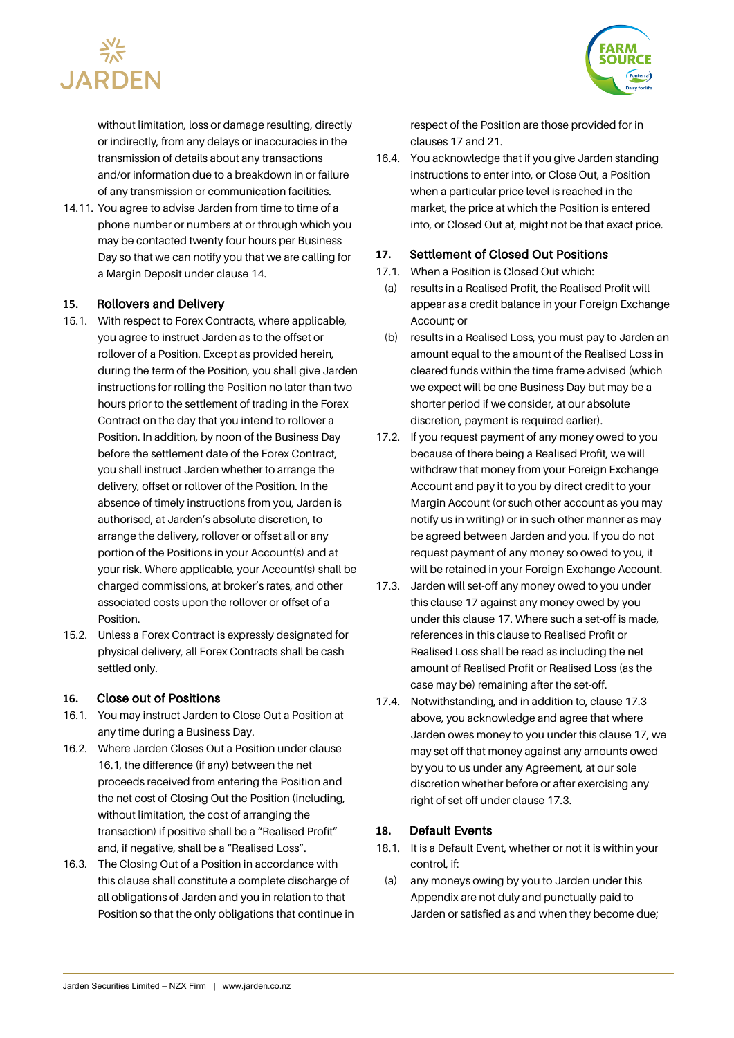without limitation, loss or damage resulting, directly or indirectly, from any delays or inaccuracies in the transmission of details about any transactions and/or information due to a breakdown in or failure of any transmission or communication facilities.

14.11. You agree to advise Jarden from time to time of a phone number or numbers at or through which you may be contacted twenty four hours per Business Day so that we can notify you that we are calling for a Margin Deposit under clause 14.

## 15. Rollovers and Delivery

15.1. With respect to Forex Contracts, where applicable, you agree to instruct Jarden as to the offset or rollover of a Position. Except as provided herein, during the term of the Position, you shall give Jarden instructions for rolling the Position no later than two hours prior to the settlement of trading in the Forex Contract on the day that you intend to rollover a Position. In addition, by noon of the Business Day before the settlement date of the Forex Contract, you shall instruct Jarden whether to arrange the delivery, offset or rollover of the Position. In the absence of timely instructions from you, Jarden is authorised, at Jarden's absolute discretion, to arrange the delivery, rollover or offset all or any portion of the Positions in your Account(s) and at your risk. Where applicable, your Account(s) shall be charged commissions, at broker's rates, and other associated costs upon the rollover or offset of a Position.

15.2. Unless a Forex Contract is expressly designated for physical delivery, all Forex Contracts shall be cash settled only.

## 16. Close out of Positions

16.1. You may instruct Jarden to Close Out a Position at any time during a Business Day.

16.2. Where Jarden Closes Out a Position under clause 16.1, the difference (if any) between the net proceeds received from entering the Position and the net cost of Closing Out the Position (including, without limitation, the cost of arranging the transaction) if positive shall be a "Realised Profit" and, if negative, shall be a "Realised Loss".

16.3. The Closing Out of a Position in accordance with this clause shall constitute a complete discharge of all obligations of Jarden and you in relation to that Position so that the only obligations that continue in respect of the Position are those provided for in clauses 17 and 21.

16.4. You acknowledge that if you give Jarden standing instructions to enter into, or Close Out, a Position when a particular price level is reached in the market, the price at which the Position is entered into, or Closed Out at, might not be that exact price.

## 17. Settlement of Closed Out Positions

17.1. When a Position is Closed Out which:

(a) results in a Realised Profit, the Realised Profit will appear as a credit balance in your Foreign Exchange Account; or

(b) results in a Realised Loss, you must pay to Jarden an amount equal to the amount of the Realised Loss in cleared funds within the time frame advised (which we expect will be one Business Day but may be a shorter period if we consider, at our absolute discretion, payment is required earlier).

17.2. If you request payment of any money owed to you because of there being a Realised Profit, we will withdraw that money from your Foreign Exchange Account and pay it to you by direct credit to your Margin Account (or such other account as you may notify us in writing) or in such other manner as may be agreed between Jarden and you. If you do not request payment of any money so owed to you, it will be retained in your Foreign Exchange Account.

17.3. Jarden will set-off any money owed to you under this clause 17 against any money owed by you under this clause 17. Where such a set-off is made, references in this clause to Realised Profit or Realised Loss shall be read as including the net amount of Realised Profit or Realised Loss (as the case may be) remaining after the set-off.

17.4. Notwithstanding, and in addition to, clause 17.3 above, you acknowledge and agree that where Jarden owes money to you under this clause 17, we may set off that money against any amounts owed by you to us under any Agreement, at our sole discretion whether before or after exercising any right of set off under clause 17.3.

## 18. Default Events

18.1. It is a Default Event, whether or not it is within your control, if:

(a) any moneys owing by you to Jarden under this Appendix are not duly and punctually paid to Jarden or satisfied as and when they become due;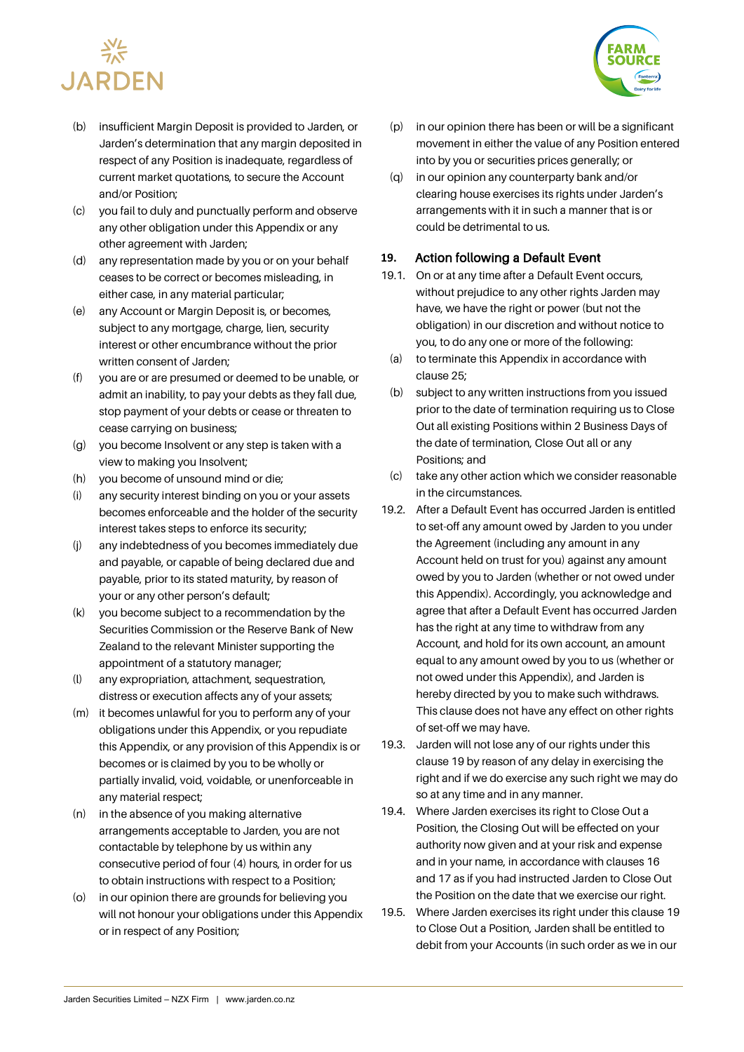(b) insufficient Margin Deposit is provided to Jarden, or Jarden's determination that any margin deposited in respect of any Position is inadequate, regardless of current market quotations, to secure the Account and/or Position;

(c) you fail to duly and punctually perform and observe any other obligation under this Appendix or any other agreement with Jarden;

(d) any representation made by you or on your behalf ceases to be correct or becomes misleading, in either case, in any material particular;

(e) any Account or Margin Deposit is, or becomes, subject to any mortgage, charge, lien, security interest or other encumbrance without the prior written consent of Jarden;

(f) you are or are presumed or deemed to be unable, or admit an inability, to pay your debts as they fall due, stop payment of your debts or cease or threaten to cease carrying on business;

(g) you become Insolvent or any step is taken with a view to making you Insolvent;

(h) you become of unsound mind or die;

(i) any security interest binding on you or your assets becomes enforceable and the holder of the security interest takes steps to enforce its security;

(j) any indebtedness of you becomes immediately due and payable, or capable of being declared due and payable, prior to its stated maturity, by reason of your or any other person's default;

(k) you become subject to a recommendation by the Securities Commission or the Reserve Bank of New Zealand to the relevant Minister supporting the appointment of a statutory manager;

(l) any expropriation, attachment, sequestration, distress or execution affects any of your assets;

(m) it becomes unlawful for you to perform any of your obligations under this Appendix, or you repudiate this Appendix, or any provision of this Appendix is or becomes or is claimed by you to be wholly or partially invalid, void, voidable, or unenforceable in any material respect;

(n) in the absence of you making alternative arrangements acceptable to Jarden, you are not contactable by telephone by us within any consecutive period of four (4) hours, in order for us to obtain instructions with respect to a Position;

(o) in our opinion there are grounds for believing you will not honour your obligations under this Appendix or in respect of any Position;

(p) in our opinion there has been or will be a significant movement in either the value of any Position entered into by you or securities prices generally; or

(q) in our opinion any counterparty bank and/or clearing house exercises its rights under Jarden's arrangements with it in such a manner that is or could be detrimental to us.

## 19. Action following a Default Event

19.1. On or at any time after a Default Event occurs, without prejudice to any other rights Jarden may have, we have the right or power (but not the obligation) in our discretion and without notice to you, to do any one or more of the following:

(a) to terminate this Appendix in accordance with clause 25;

(b) subject to any written instructions from you issued prior to the date of termination requiring us to Close Out all existing Positions within 2 Business Days of the date of termination, Close Out all or any Positions; and

(c) take any other action which we consider reasonable in the circumstances.

19.2. After a Default Event has occurred Jarden is entitled to set-off any amount owed by Jarden to you under the Agreement (including any amount in any Account held on trust for you) against any amount owed by you to Jarden (whether or not owed under this Appendix). Accordingly, you acknowledge and agree that after a Default Event has occurred Jarden has the right at any time to withdraw from any Account, and hold for its own account, an amount equal to any amount owed by you to us (whether or not owed under this Appendix), and Jarden is hereby directed by you to make such withdraws. This clause does not have any effect on other rights of set-off we may have.

19.3. Jarden will not lose any of our rights under this clause 19 by reason of any delay in exercising the right and if we do exercise any such right we may do so at any time and in any manner.

19.4. Where Jarden exercises its right to Close Out a Position, the Closing Out will be effected on your authority now given and at your risk and expense and in your name, in accordance with clauses 16 and 17 as if you had instructed Jarden to Close Out the Position on the date that we exercise our right.

19.5. Where Jarden exercises its right under this clause 19 to Close Out a Position, Jarden shall be entitled to debit from your Accounts (in such order as we in our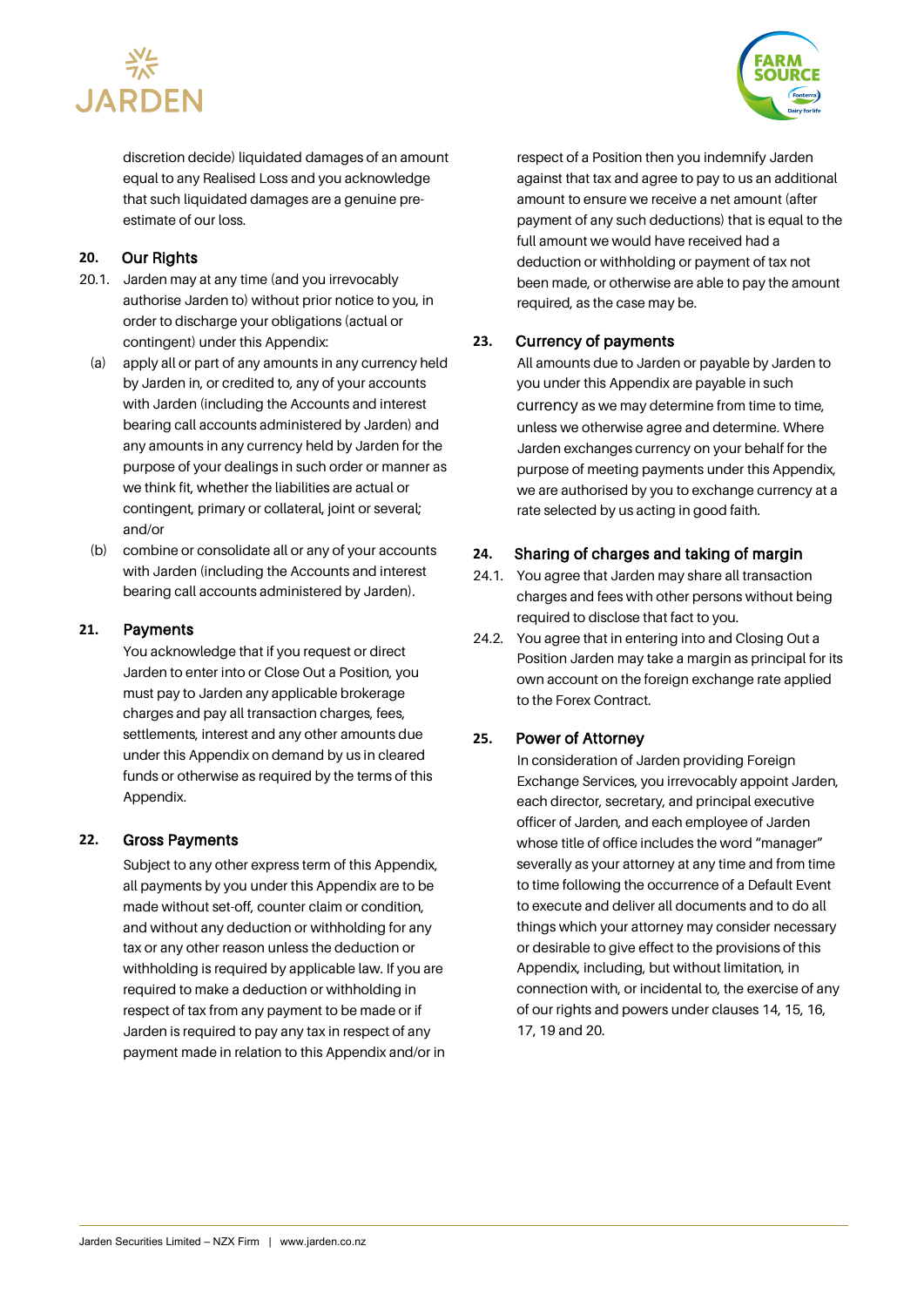discretion decide) liquidated damages of an amount equal to any Realised Loss and you acknowledge that such liquidated damages are a genuine pre-estimate of our loss.

## 20. Our Rights

20.1. Jarden may at any time (and you irrevocably authorise Jarden to) without prior notice to you, in order to discharge your obligations (actual or contingent) under this Appendix:

(a) apply all or part of any amounts in any currency held by Jarden in, or credited to, any of your accounts with Jarden (including the Accounts and interest bearing call accounts administered by Jarden) and any amounts in any currency held by Jarden for the purpose of your dealings in such order or manner as we think fit, whether the liabilities are actual or contingent, primary or collateral, joint or several; and/or

(b) combine or consolidate all or any of your accounts with Jarden (including the Accounts and interest bearing call accounts administered by Jarden).

## 21. Payments

You acknowledge that if you request or direct Jarden to enter into or Close Out a Position, you must pay to Jarden any applicable brokerage charges and pay all transaction charges, fees, settlements, interest and any other amounts due under this Appendix on demand by us in cleared funds or otherwise as required by the terms of this Appendix.

## 22. Gross Payments

Subject to any other express term of this Appendix, all payments by you under this Appendix are to be made without set-off, counter claim or condition, and without any deduction or withholding for any tax or any other reason unless the deduction or withholding is required by applicable law. If you are required to make a deduction or withholding in respect of tax from any payment to be made or if Jarden is required to pay any tax in respect of any payment made in relation to this Appendix and/or in respect of a Position then you indemnify Jarden against that tax and agree to pay to us an additional amount to ensure we receive a net amount (after payment of any such deductions) that is equal to the full amount we would have received had a deduction or withholding or payment of tax not been made, or otherwise are able to pay the amount required, as the case may be.

## 23. Currency of payments

All amounts due to Jarden or payable by Jarden to you under this Appendix are payable in such currency as we may determine from time to time, unless we otherwise agree and determine. Where Jarden exchanges currency on your behalf for the purpose of meeting payments under this Appendix, we are authorised by you to exchange currency at a rate selected by us acting in good faith.

## 24. Sharing of charges and taking of margin

24.1. You agree that Jarden may share all transaction charges and fees with other persons without being required to disclose that fact to you.

24.2. You agree that in entering into and Closing Out a Position Jarden may take a margin as principal for its own account on the foreign exchange rate applied to the Forex Contract.

## 25. Power of Attorney

In consideration of Jarden providing Foreign Exchange Services, you irrevocably appoint Jarden, each director, secretary, and principal executive officer of Jarden, and each employee of Jarden whose title of office includes the word "manager" severally as your attorney at any time and from time to time following the occurrence of a Default Event to execute and deliver all documents and to do all things which your attorney may consider necessary or desirable to give effect to the provisions of this Appendix, including, but without limitation, in connection with, or incidental to, the exercise of any of our rights and powers under clauses 14, 15, 16, 17, 19 and 20.